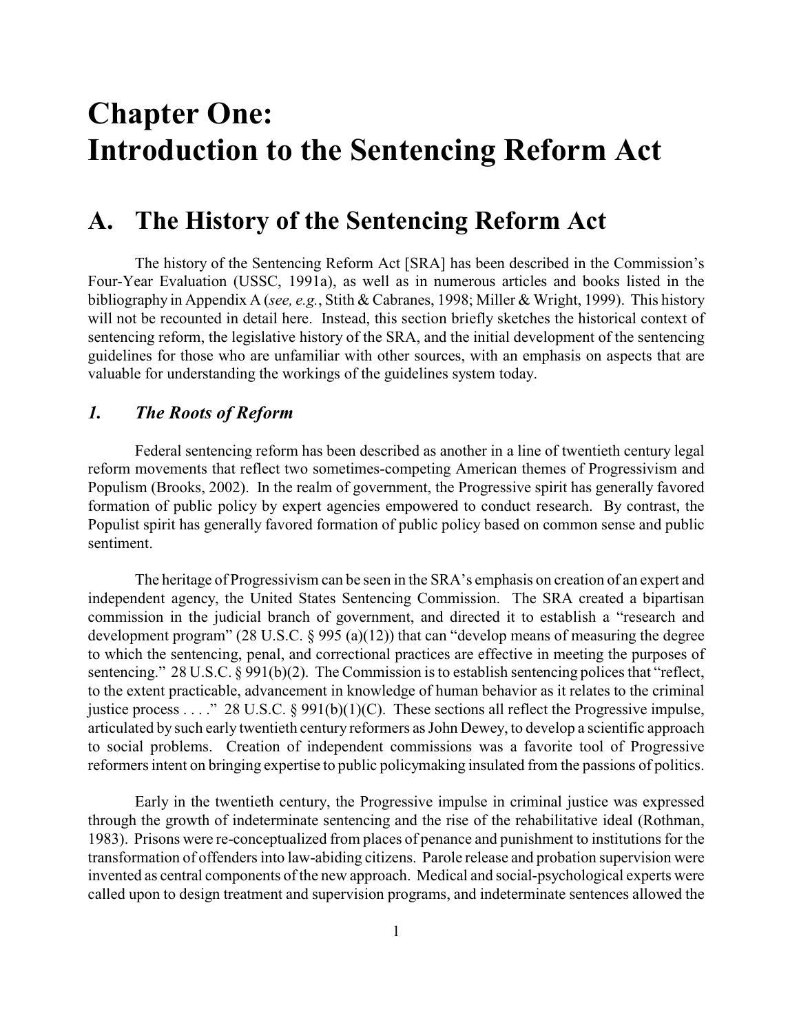# Chapter One: Introduction to the Sentencing Reform Act

## A. The History of the Sentencing Reform Act

The history of the Sentencing Reform Act [SRA] has been described in the Commission's Four-Year Evaluation (USSC, 1991a), as well as in numerous articles and books listed in the bibliography in Appendix A (*see, e.g.*, Stith & Cabranes, 1998; Miller & Wright, 1999). This history will not be recounted in detail here. Instead, this section briefly sketches the historical context of sentencing reform, the legislative history of the SRA, and the initial development of the sentencing guidelines for those who are unfamiliar with other sources, with an emphasis on aspects that are valuable for understanding the workings of the guidelines system today.

### *1. The Roots of Reform*

Federal sentencing reform has been described as another in a line of twentieth century legal reform movements that reflect two sometimes-competing American themes of Progressivism and Populism (Brooks, 2002). In the realm of government, the Progressive spirit has generally favored formation of public policy by expert agencies empowered to conduct research. By contrast, the Populist spirit has generally favored formation of public policy based on common sense and public sentiment.

The heritage of Progressivism can be seen in the SRA's emphasis on creation of an expert and independent agency, the United States Sentencing Commission. The SRA created a bipartisan commission in the judicial branch of government, and directed it to establish a "research and development program" (28 U.S.C. § 995 (a)(12)) that can "develop means of measuring the degree to which the sentencing, penal, and correctional practices are effective in meeting the purposes of sentencing." 28 U.S.C. § 991(b)(2). The Commission is to establish sentencing polices that "reflect, to the extent practicable, advancement in knowledge of human behavior as it relates to the criminal justice process . . . ." 28 U.S.C. § 991(b)(1)(C). These sections all reflect the Progressive impulse, articulated by such early twentieth century reformers as John Dewey, to develop a scientific approach to social problems. Creation of independent commissions was a favorite tool of Progressive reformers intent on bringing expertise to public policymaking insulated from the passions of politics.

Early in the twentieth century, the Progressive impulse in criminal justice was expressed through the growth of indeterminate sentencing and the rise of the rehabilitative ideal (Rothman, 1983). Prisons were re-conceptualized from places of penance and punishment to institutions for the transformation of offenders into law-abiding citizens. Parole release and probation supervision were invented as central components of the new approach. Medical and social-psychological experts were called upon to design treatment and supervision programs, and indeterminate sentences allowed the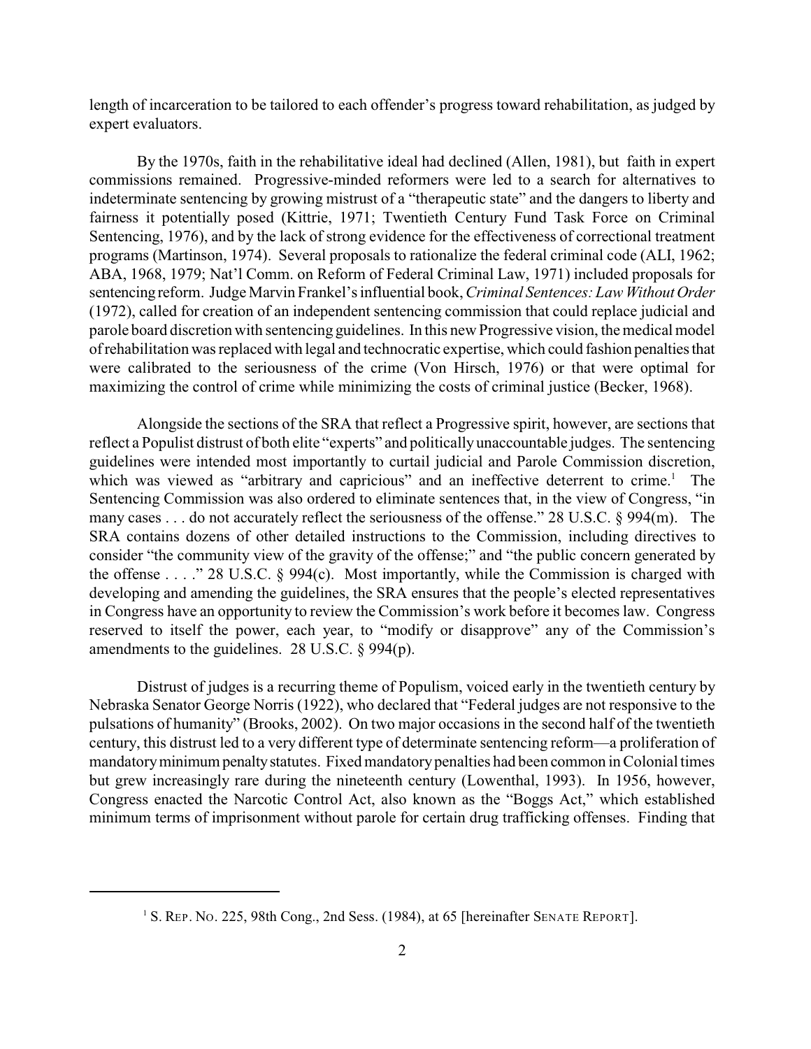length of incarceration to be tailored to each offender's progress toward rehabilitation, as judged by expert evaluators.

By the 1970s, faith in the rehabilitative ideal had declined (Allen, 1981), but faith in expert commissions remained. Progressive-minded reformers were led to a search for alternatives to indeterminate sentencing by growing mistrust of a "therapeutic state" and the dangers to liberty and fairness it potentially posed (Kittrie, 1971; Twentieth Century Fund Task Force on Criminal Sentencing, 1976), and by the lack of strong evidence for the effectiveness of correctional treatment programs (Martinson, 1974). Several proposals to rationalize the federal criminal code (ALI, 1962; ABA, 1968, 1979; Nat'l Comm. on Reform of Federal Criminal Law, 1971) included proposals for sentencing reform. Judge Marvin Frankel's influential book, *Criminal Sentences: Law Without Order* (1972), called for creation of an independent sentencing commission that could replace judicial and parole board discretion with sentencing guidelines. In this new Progressive vision, the medical model of rehabilitation was replaced with legal and technocratic expertise, which could fashion penalties that were calibrated to the seriousness of the crime (Von Hirsch, 1976) or that were optimal for maximizing the control of crime while minimizing the costs of criminal justice (Becker, 1968).

Alongside the sections of the SRA that reflect a Progressive spirit, however, are sections that reflect a Populist distrust of both elite "experts" and politically unaccountable judges. The sentencing guidelines were intended most importantly to curtail judicial and Parole Commission discretion, which was viewed as "arbitrary and capricious" and an ineffective deterrent to crime.[1] The Sentencing Commission was also ordered to eliminate sentences that, in the view of Congress, "in many cases . . . do not accurately reflect the seriousness of the offense." 28 U.S.C. § 994(m). The SRA contains dozens of other detailed instructions to the Commission, including directives to consider "the community view of the gravity of the offense;" and "the public concern generated by the offense . . . ." 28 U.S.C. § 994(c). Most importantly, while the Commission is charged with developing and amending the guidelines, the SRA ensures that the people's elected representatives in Congress have an opportunity to review the Commission's work before it becomes law. Congress reserved to itself the power, each year, to "modify or disapprove" any of the Commission's amendments to the guidelines. 28 U.S.C. § 994(p).

Distrust of judges is a recurring theme of Populism, voiced early in the twentieth century by Nebraska Senator George Norris (1922), who declared that "Federal judges are not responsive to the pulsations of humanity" (Brooks, 2002). On two major occasions in the second half of the twentieth century, this distrust led to a very different type of determinate sentencing reform—a proliferation of mandatory minimum penalty statutes. Fixed mandatory penalties had been common in Colonial times but grew increasingly rare during the nineteenth century (Lowenthal, 1993). In 1956, however, Congress enacted the Narcotic Control Act, also known as the "Boggs Act," which established minimum terms of imprisonment without parole for certain drug trafficking offenses. Finding that

[1] S. REP. NO. 225, 98th Cong., 2nd Sess. (1984), at 65 [hereinafter SENATE REPORT].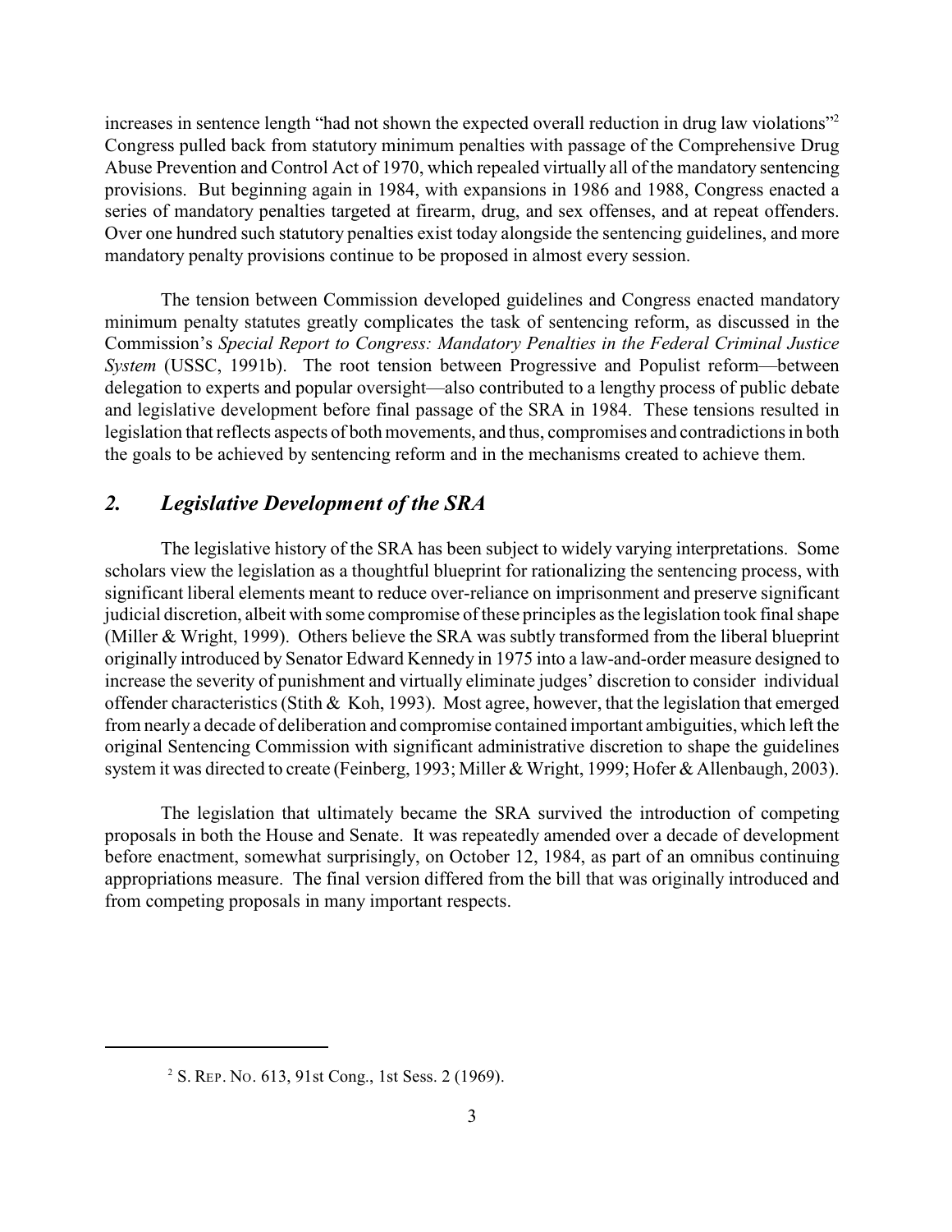increases in sentence length "had not shown the expected overall reduction in drug law violations"[2] Congress pulled back from statutory minimum penalties with passage of the Comprehensive Drug Abuse Prevention and Control Act of 1970, which repealed virtually all of the mandatory sentencing provisions. But beginning again in 1984, with expansions in 1986 and 1988, Congress enacted a series of mandatory penalties targeted at firearm, drug, and sex offenses, and at repeat offenders. Over one hundred such statutory penalties exist today alongside the sentencing guidelines, and more mandatory penalty provisions continue to be proposed in almost every session.

The tension between Commission developed guidelines and Congress enacted mandatory minimum penalty statutes greatly complicates the task of sentencing reform, as discussed in the Commission's *Special Report to Congress: Mandatory Penalties in the Federal Criminal Justice System* (USSC, 1991b). The root tension between Progressive and Populist reform—between delegation to experts and popular oversight—also contributed to a lengthy process of public debate and legislative development before final passage of the SRA in 1984. These tensions resulted in legislation that reflects aspects of both movements, and thus, compromises and contradictions in both the goals to be achieved by sentencing reform and in the mechanisms created to achieve them.

## *2. Legislative Development of the SRA*

The legislative history of the SRA has been subject to widely varying interpretations. Some scholars view the legislation as a thoughtful blueprint for rationalizing the sentencing process, with significant liberal elements meant to reduce over-reliance on imprisonment and preserve significant judicial discretion, albeit with some compromise of these principles as the legislation took final shape (Miller & Wright, 1999). Others believe the SRA was subtly transformed from the liberal blueprint originally introduced by Senator Edward Kennedy in 1975 into a law-and-order measure designed to increase the severity of punishment and virtually eliminate judges' discretion to consider individual offender characteristics (Stith & Koh, 1993). Most agree, however, that the legislation that emerged from nearly a decade of deliberation and compromise contained important ambiguities, which left the original Sentencing Commission with significant administrative discretion to shape the guidelines system it was directed to create (Feinberg, 1993; Miller & Wright, 1999; Hofer & Allenbaugh, 2003).

The legislation that ultimately became the SRA survived the introduction of competing proposals in both the House and Senate. It was repeatedly amended over a decade of development before enactment, somewhat surprisingly, on October 12, 1984, as part of an omnibus continuing appropriations measure. The final version differed from the bill that was originally introduced and from competing proposals in many important respects.

---

[2] S. Rep. No. 613, 91st Cong., 1st Sess. 2 (1969).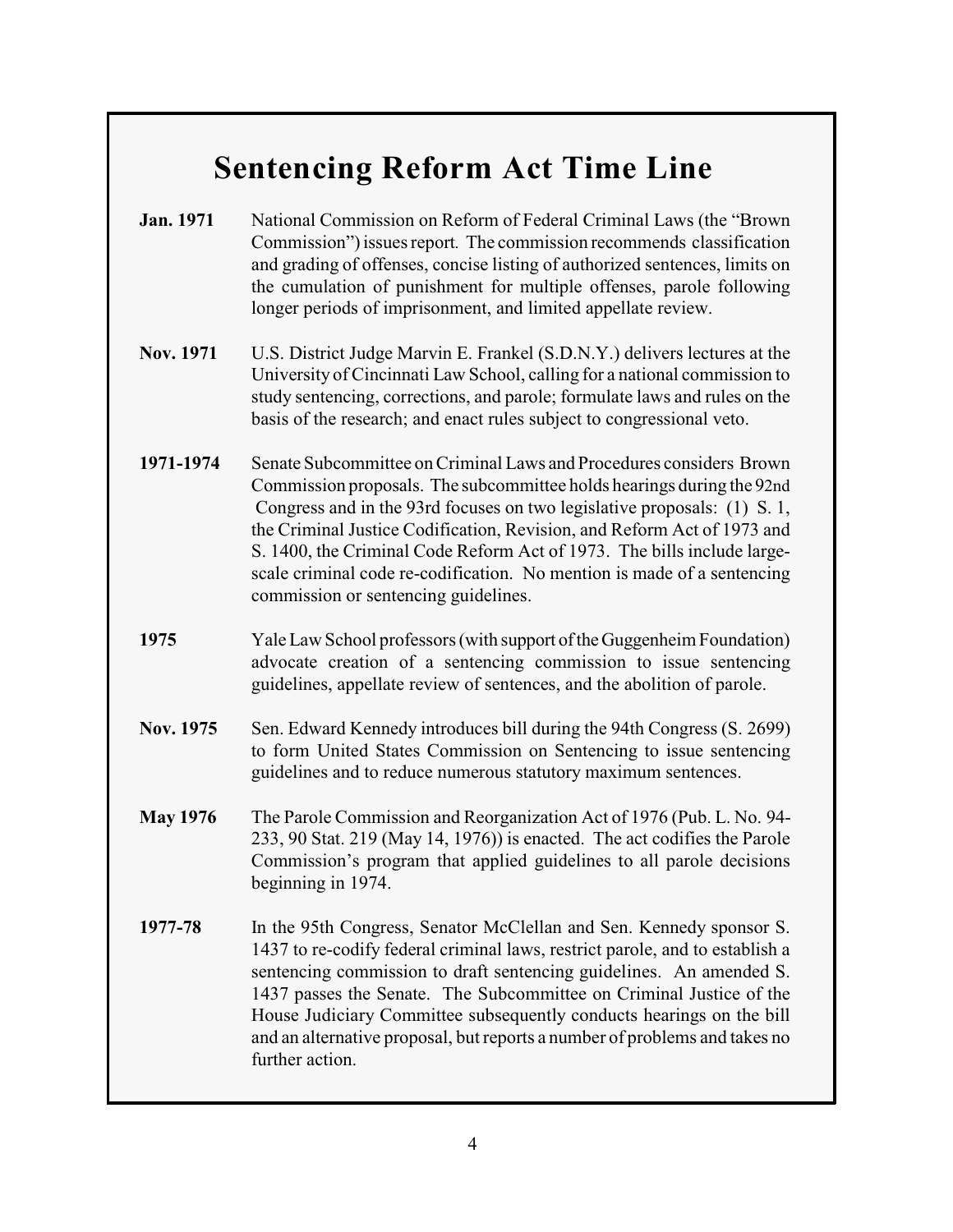# Sentencing Reform Act Time Line

**Jan. 1971** National Commission on Reform of Federal Criminal Laws (the "Brown Commission") issues report. The commission recommends classification and grading of offenses, concise listing of authorized sentences, limits on the cumulation of punishment for multiple offenses, parole following longer periods of imprisonment, and limited appellate review.

**Nov. 1971** U.S. District Judge Marvin E. Frankel (S.D.N.Y.) delivers lectures at the University of Cincinnati Law School, calling for a national commission to study sentencing, corrections, and parole; formulate laws and rules on the basis of the research; and enact rules subject to congressional veto.

**1971-1974** Senate Subcommittee on Criminal Laws and Procedures considers Brown Commission proposals. The subcommittee holds hearings during the 92nd Congress and in the 93rd focuses on two legislative proposals: (1) S. 1, the Criminal Justice Codification, Revision, and Reform Act of 1973 and S. 1400, the Criminal Code Reform Act of 1973. The bills include large-scale criminal code re-codification. No mention is made of a sentencing commission or sentencing guidelines.

**1975** Yale Law School professors (with support of the Guggenheim Foundation) advocate creation of a sentencing commission to issue sentencing guidelines, appellate review of sentences, and the abolition of parole.

**Nov. 1975** Sen. Edward Kennedy introduces bill during the 94th Congress (S. 2699) to form United States Commission on Sentencing to issue sentencing guidelines and to reduce numerous statutory maximum sentences.

**May 1976** The Parole Commission and Reorganization Act of 1976 (Pub. L. No. 94-233, 90 Stat. 219 (May 14, 1976)) is enacted. The act codifies the Parole Commission's program that applied guidelines to all parole decisions beginning in 1974.

**1977-78** In the 95th Congress, Senator McClellan and Sen. Kennedy sponsor S. 1437 to re-codify federal criminal laws, restrict parole, and to establish a sentencing commission to draft sentencing guidelines. An amended S. 1437 passes the Senate. The Subcommittee on Criminal Justice of the House Judiciary Committee subsequently conducts hearings on the bill and an alternative proposal, but reports a number of problems and takes no further action.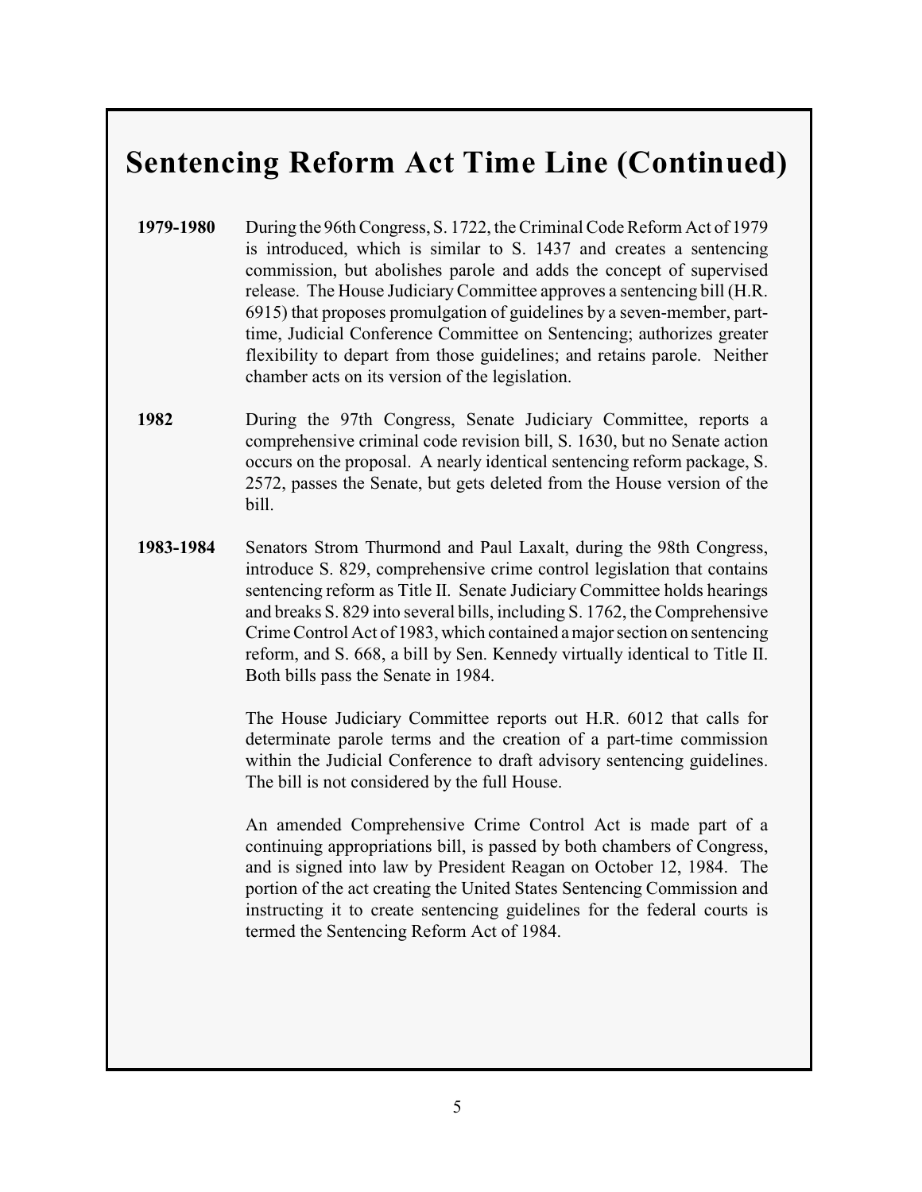# Sentencing Reform Act Time Line (Continued)

**1979-1980** During the 96th Congress, S. 1722, the Criminal Code Reform Act of 1979 is introduced, which is similar to S. 1437 and creates a sentencing commission, but abolishes parole and adds the concept of supervised release. The House Judiciary Committee approves a sentencing bill (H.R. 6915) that proposes promulgation of guidelines by a seven-member, part-time, Judicial Conference Committee on Sentencing; authorizes greater flexibility to depart from those guidelines; and retains parole. Neither chamber acts on its version of the legislation.

**1982** During the 97th Congress, Senate Judiciary Committee, reports a comprehensive criminal code revision bill, S. 1630, but no Senate action occurs on the proposal. A nearly identical sentencing reform package, S. 2572, passes the Senate, but gets deleted from the House version of the bill.

**1983-1984** Senators Strom Thurmond and Paul Laxalt, during the 98th Congress, introduce S. 829, comprehensive crime control legislation that contains sentencing reform as Title II. Senate Judiciary Committee holds hearings and breaks S. 829 into several bills, including S. 1762, the Comprehensive Crime Control Act of 1983, which contained a major section on sentencing reform, and S. 668, a bill by Sen. Kennedy virtually identical to Title II. Both bills pass the Senate in 1984.

The House Judiciary Committee reports out H.R. 6012 that calls for determinate parole terms and the creation of a part-time commission within the Judicial Conference to draft advisory sentencing guidelines. The bill is not considered by the full House.

An amended Comprehensive Crime Control Act is made part of a continuing appropriations bill, is passed by both chambers of Congress, and is signed into law by President Reagan on October 12, 1984. The portion of the act creating the United States Sentencing Commission and instructing it to create sentencing guidelines for the federal courts is termed the Sentencing Reform Act of 1984.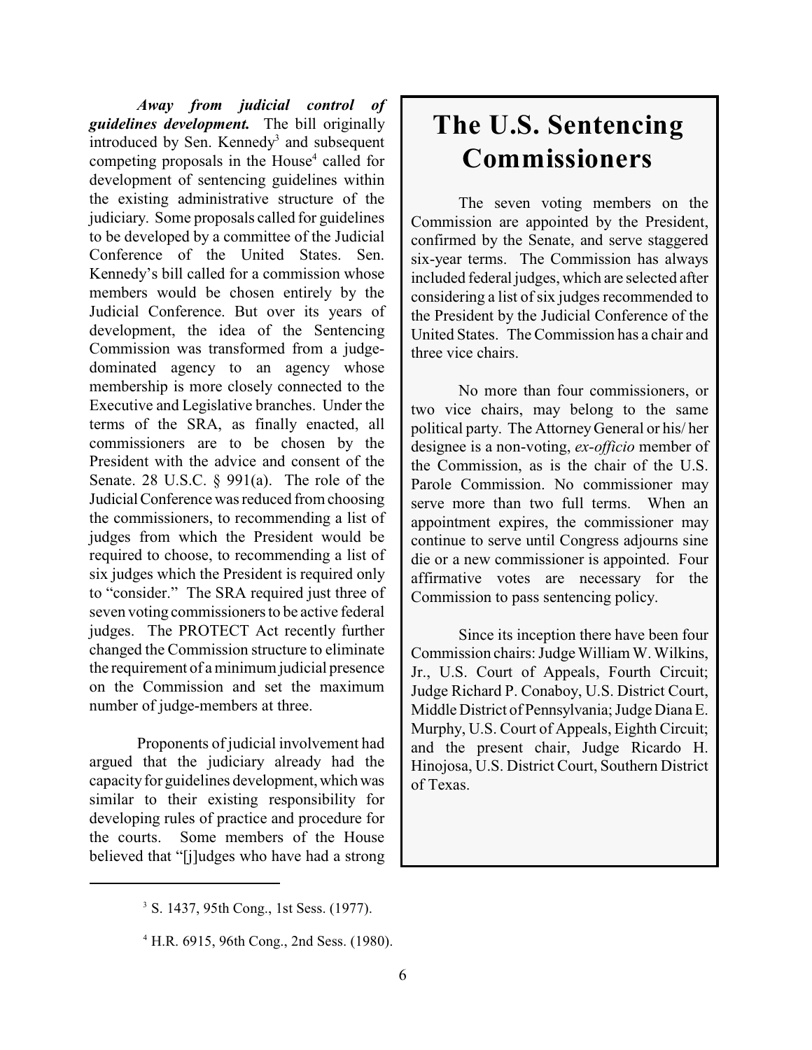***Away from judicial control of guidelines development.*** The bill originally introduced by Sen. Kennedy[3] and subsequent competing proposals in the House[4] called for development of sentencing guidelines within the existing administrative structure of the judiciary. Some proposals called for guidelines to be developed by a committee of the Judicial Conference of the United States. Sen. Kennedy's bill called for a commission whose members would be chosen entirely by the Judicial Conference. But over its years of development, the idea of the Sentencing Commission was transformed from a judge-dominated agency to an agency whose membership is more closely connected to the Executive and Legislative branches. Under the terms of the SRA, as finally enacted, all commissioners are to be chosen by the President with the advice and consent of the Senate. 28 U.S.C. § 991(a). The role of the Judicial Conference was reduced from choosing the commissioners, to recommending a list of judges from which the President would be required to choose, to recommending a list of six judges which the President is required only to "consider." The SRA required just three of seven voting commissioners to be active federal judges. The PROTECT Act recently further changed the Commission structure to eliminate the requirement of a minimum judicial presence on the Commission and set the maximum number of judge-members at three.

Proponents of judicial involvement had argued that the judiciary already had the capacity for guidelines development, which was similar to their existing responsibility for developing rules of practice and procedure for the courts. Some members of the House believed that "[j]udges who have had a strong

## The U.S. Sentencing Commissioners

The seven voting members on the Commission are appointed by the President, confirmed by the Senate, and serve staggered six-year terms. The Commission has always included federal judges, which are selected after considering a list of six judges recommended to the President by the Judicial Conference of the United States. The Commission has a chair and three vice chairs.

No more than four commissioners, or two vice chairs, may belong to the same political party. The Attorney General or his/ her designee is a non-voting, *ex-officio* member of the Commission, as is the chair of the U.S. Parole Commission. No commissioner may serve more than two full terms. When an appointment expires, the commissioner may continue to serve until Congress adjourns sine die or a new commissioner is appointed. Four affirmative votes are necessary for the Commission to pass sentencing policy.

Since its inception there have been four Commission chairs: Judge William W. Wilkins, Jr., U.S. Court of Appeals, Fourth Circuit; Judge Richard P. Conaboy, U.S. District Court, Middle District of Pennsylvania; Judge Diana E. Murphy, U.S. Court of Appeals, Eighth Circuit; and the present chair, Judge Ricardo H. Hinojosa, U.S. District Court, Southern District of Texas.

---

[3] S. 1437, 95th Cong., 1st Sess. (1977).

[4] H.R. 6915, 96th Cong., 2nd Sess. (1980).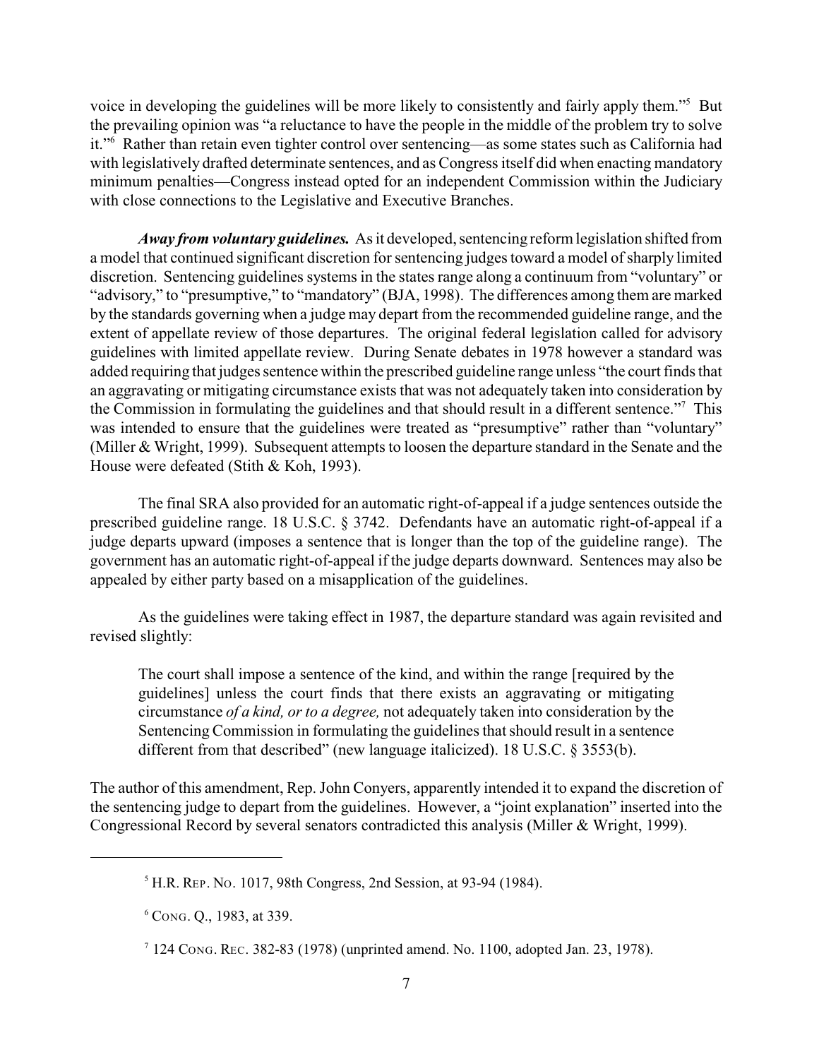voice in developing the guidelines will be more likely to consistently and fairly apply them."[5] But the prevailing opinion was "a reluctance to have the people in the middle of the problem try to solve it."[6] Rather than retain even tighter control over sentencing—as some states such as California had with legislatively drafted determinate sentences, and as Congress itself did when enacting mandatory minimum penalties—Congress instead opted for an independent Commission within the Judiciary with close connections to the Legislative and Executive Branches.

***Away from voluntary guidelines.*** As it developed, sentencing reform legislation shifted from a model that continued significant discretion for sentencing judges toward a model of sharply limited discretion. Sentencing guidelines systems in the states range along a continuum from "voluntary" or "advisory," to "presumptive," to "mandatory" (BJA, 1998). The differences among them are marked by the standards governing when a judge may depart from the recommended guideline range, and the extent of appellate review of those departures. The original federal legislation called for advisory guidelines with limited appellate review. During Senate debates in 1978 however a standard was added requiring that judges sentence within the prescribed guideline range unless "the court finds that an aggravating or mitigating circumstance exists that was not adequately taken into consideration by the Commission in formulating the guidelines and that should result in a different sentence."[7] This was intended to ensure that the guidelines were treated as "presumptive" rather than "voluntary" (Miller & Wright, 1999). Subsequent attempts to loosen the departure standard in the Senate and the House were defeated (Stith & Koh, 1993).

The final SRA also provided for an automatic right-of-appeal if a judge sentences outside the prescribed guideline range. 18 U.S.C. § 3742. Defendants have an automatic right-of-appeal if a judge departs upward (imposes a sentence that is longer than the top of the guideline range). The government has an automatic right-of-appeal if the judge departs downward. Sentences may also be appealed by either party based on a misapplication of the guidelines.

As the guidelines were taking effect in 1987, the departure standard was again revisited and revised slightly:

> The court shall impose a sentence of the kind, and within the range [required by the guidelines] unless the court finds that there exists an aggravating or mitigating circumstance *of a kind, or to a degree,* not adequately taken into consideration by the Sentencing Commission in formulating the guidelines that should result in a sentence different from that described" (new language italicized). 18 U.S.C. § 3553(b).

The author of this amendment, Rep. John Conyers, apparently intended it to expand the discretion of the sentencing judge to depart from the guidelines. However, a "joint explanation" inserted into the Congressional Record by several senators contradicted this analysis (Miller & Wright, 1999).

---

[5] H.R. REP. NO. 1017, 98th Congress, 2nd Session, at 93-94 (1984).

[6] CONG. Q., 1983, at 339.

[7] 124 CONG. REC. 382-83 (1978) (unprinted amend. No. 1100, adopted Jan. 23, 1978).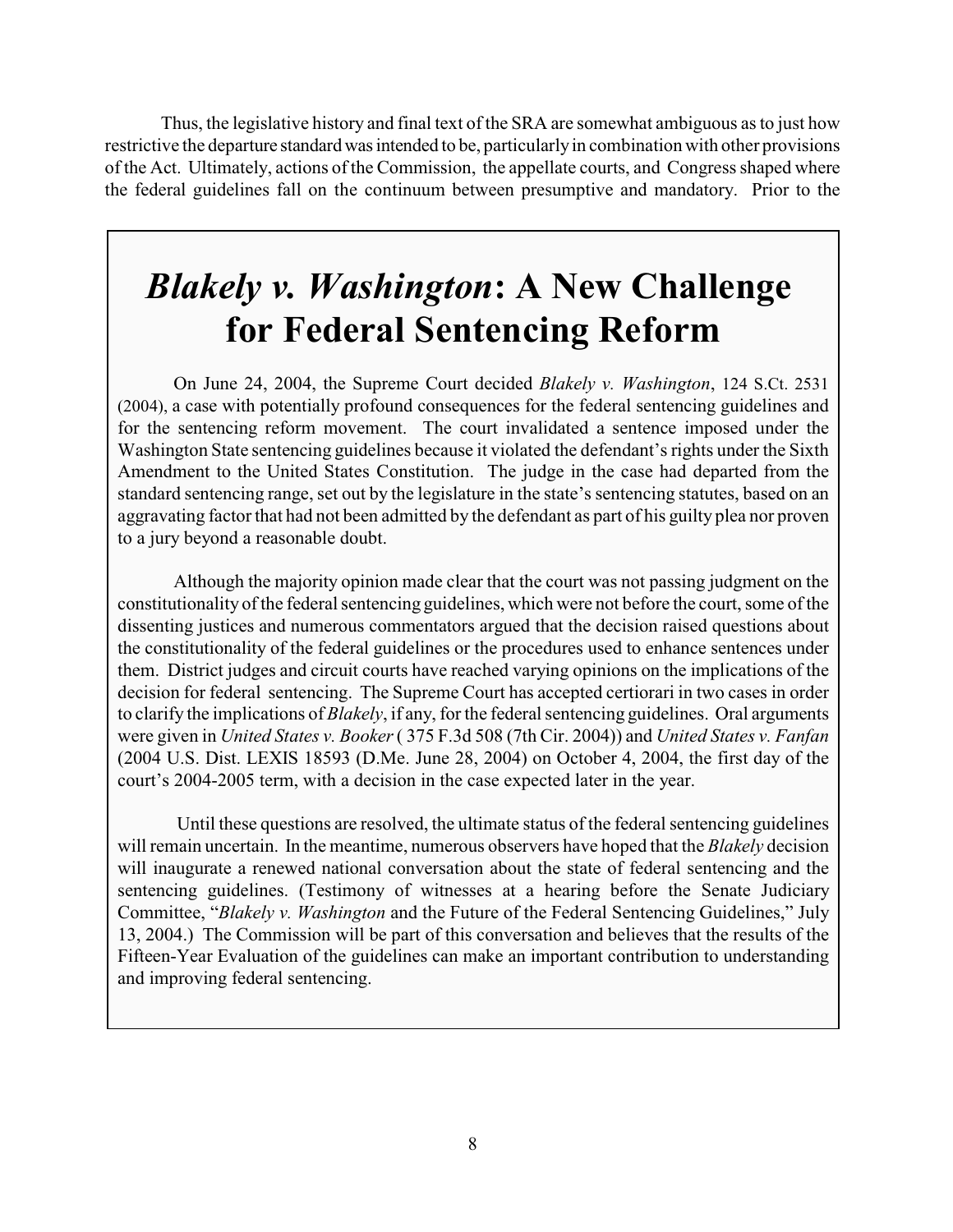Thus, the legislative history and final text of the SRA are somewhat ambiguous as to just how restrictive the departure standard was intended to be, particularly in combination with other provisions of the Act. Ultimately, actions of the Commission, the appellate courts, and Congress shaped where the federal guidelines fall on the continuum between presumptive and mandatory. Prior to the

## *Blakely v. Washington*: A New Challenge for Federal Sentencing Reform

On June 24, 2004, the Supreme Court decided *Blakely v. Washington*, 124 S.Ct. 2531 (2004), a case with potentially profound consequences for the federal sentencing guidelines and for the sentencing reform movement. The court invalidated a sentence imposed under the Washington State sentencing guidelines because it violated the defendant's rights under the Sixth Amendment to the United States Constitution. The judge in the case had departed from the standard sentencing range, set out by the legislature in the state's sentencing statutes, based on an aggravating factor that had not been admitted by the defendant as part of his guilty plea nor proven to a jury beyond a reasonable doubt.

Although the majority opinion made clear that the court was not passing judgment on the constitutionality of the federal sentencing guidelines, which were not before the court, some of the dissenting justices and numerous commentators argued that the decision raised questions about the constitutionality of the federal guidelines or the procedures used to enhance sentences under them. District judges and circuit courts have reached varying opinions on the implications of the decision for federal sentencing. The Supreme Court has accepted certiorari in two cases in order to clarify the implications of *Blakely*, if any, for the federal sentencing guidelines. Oral arguments were given in *United States v. Booker* ( 375 F.3d 508 (7th Cir. 2004)) and *United States v. Fanfan* (2004 U.S. Dist. LEXIS 18593 (D.Me. June 28, 2004) on October 4, 2004, the first day of the court's 2004-2005 term, with a decision in the case expected later in the year.

Until these questions are resolved, the ultimate status of the federal sentencing guidelines will remain uncertain. In the meantime, numerous observers have hoped that the *Blakely* decision will inaugurate a renewed national conversation about the state of federal sentencing and the sentencing guidelines. (Testimony of witnesses at a hearing before the Senate Judiciary Committee, "*Blakely v. Washington* and the Future of the Federal Sentencing Guidelines," July 13, 2004.) The Commission will be part of this conversation and believes that the results of the Fifteen-Year Evaluation of the guidelines can make an important contribution to understanding and improving federal sentencing.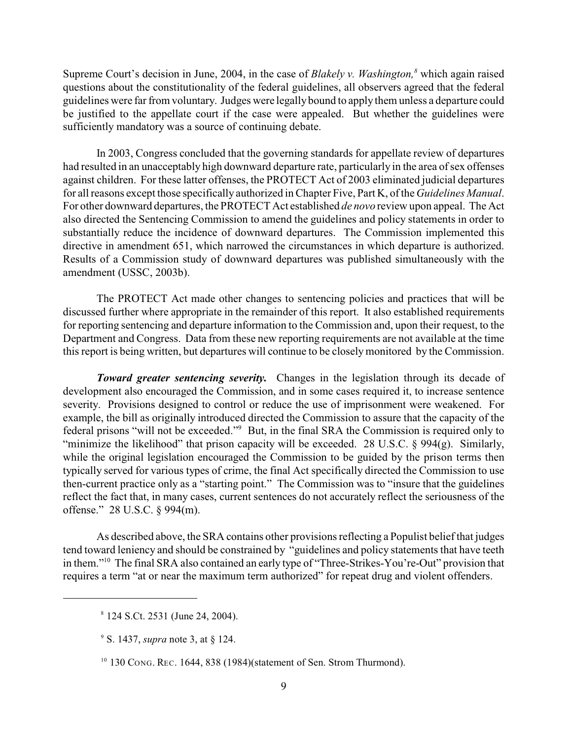Supreme Court's decision in June, 2004, in the case of *Blakely v. Washington,*[8] which again raised questions about the constitutionality of the federal guidelines, all observers agreed that the federal guidelines were far from voluntary. Judges were legally bound to apply them unless a departure could be justified to the appellate court if the case were appealed. But whether the guidelines were sufficiently mandatory was a source of continuing debate.

In 2003, Congress concluded that the governing standards for appellate review of departures had resulted in an unacceptably high downward departure rate, particularly in the area of sex offenses against children. For these latter offenses, the PROTECT Act of 2003 eliminated judicial departures for all reasons except those specifically authorized in Chapter Five, Part K, of the *Guidelines Manual*. For other downward departures, the PROTECT Act established *de novo* review upon appeal. The Act also directed the Sentencing Commission to amend the guidelines and policy statements in order to substantially reduce the incidence of downward departures. The Commission implemented this directive in amendment 651, which narrowed the circumstances in which departure is authorized. Results of a Commission study of downward departures was published simultaneously with the amendment (USSC, 2003b).

The PROTECT Act made other changes to sentencing policies and practices that will be discussed further where appropriate in the remainder of this report. It also established requirements for reporting sentencing and departure information to the Commission and, upon their request, to the Department and Congress. Data from these new reporting requirements are not available at the time this report is being written, but departures will continue to be closely monitored by the Commission.

***Toward greater sentencing severity.*** Changes in the legislation through its decade of development also encouraged the Commission, and in some cases required it, to increase sentence severity. Provisions designed to control or reduce the use of imprisonment were weakened. For example, the bill as originally introduced directed the Commission to assure that the capacity of the federal prisons "will not be exceeded."[9] But, in the final SRA the Commission is required only to "minimize the likelihood" that prison capacity will be exceeded. 28 U.S.C. § 994(g). Similarly, while the original legislation encouraged the Commission to be guided by the prison terms then typically served for various types of crime, the final Act specifically directed the Commission to use then-current practice only as a "starting point." The Commission was to "insure that the guidelines reflect the fact that, in many cases, current sentences do not accurately reflect the seriousness of the offense." 28 U.S.C. § 994(m).

As described above, the SRA contains other provisions reflecting a Populist belief that judges tend toward leniency and should be constrained by "guidelines and policy statements that have teeth in them."[10] The final SRA also contained an early type of "Three-Strikes-You're-Out" provision that requires a term "at or near the maximum term authorized" for repeat drug and violent offenders.

---

[8] 124 S.Ct. 2531 (June 24, 2004).

[9] S. 1437, *supra* note 3, at § 124.

[10] 130 CONG. REC. 1644, 838 (1984)(statement of Sen. Strom Thurmond).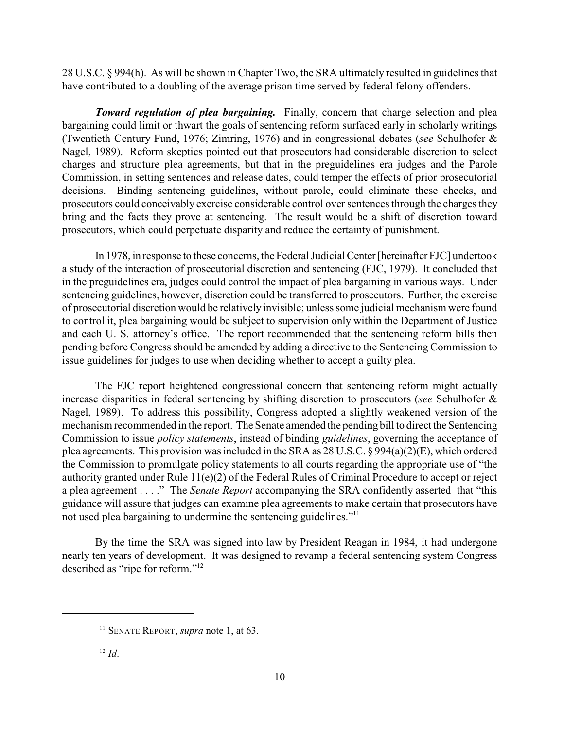28 U.S.C. § 994(h). As will be shown in Chapter Two, the SRA ultimately resulted in guidelines that have contributed to a doubling of the average prison time served by federal felony offenders.

***Toward regulation of plea bargaining.*** Finally, concern that charge selection and plea bargaining could limit or thwart the goals of sentencing reform surfaced early in scholarly writings (Twentieth Century Fund, 1976; Zimring, 1976) and in congressional debates (*see* Schulhofer & Nagel, 1989). Reform skeptics pointed out that prosecutors had considerable discretion to select charges and structure plea agreements, but that in the preguidelines era judges and the Parole Commission, in setting sentences and release dates, could temper the effects of prior prosecutorial decisions. Binding sentencing guidelines, without parole, could eliminate these checks, and prosecutors could conceivably exercise considerable control over sentences through the charges they bring and the facts they prove at sentencing. The result would be a shift of discretion toward prosecutors, which could perpetuate disparity and reduce the certainty of punishment.

In 1978, in response to these concerns, the Federal Judicial Center [hereinafter FJC] undertook a study of the interaction of prosecutorial discretion and sentencing (FJC, 1979). It concluded that in the preguidelines era, judges could control the impact of plea bargaining in various ways. Under sentencing guidelines, however, discretion could be transferred to prosecutors. Further, the exercise of prosecutorial discretion would be relatively invisible; unless some judicial mechanism were found to control it, plea bargaining would be subject to supervision only within the Department of Justice and each U. S. attorney's office. The report recommended that the sentencing reform bills then pending before Congress should be amended by adding a directive to the Sentencing Commission to issue guidelines for judges to use when deciding whether to accept a guilty plea.

The FJC report heightened congressional concern that sentencing reform might actually increase disparities in federal sentencing by shifting discretion to prosecutors (*see* Schulhofer & Nagel, 1989). To address this possibility, Congress adopted a slightly weakened version of the mechanism recommended in the report. The Senate amended the pending bill to direct the Sentencing Commission to issue *policy statements*, instead of binding *guidelines*, governing the acceptance of plea agreements. This provision was included in the SRA as 28 U.S.C. § 994(a)(2)(E), which ordered the Commission to promulgate policy statements to all courts regarding the appropriate use of "the authority granted under Rule 11(e)(2) of the Federal Rules of Criminal Procedure to accept or reject a plea agreement . . . ." The *Senate Report* accompanying the SRA confidently asserted that "this guidance will assure that judges can examine plea agreements to make certain that prosecutors have not used plea bargaining to undermine the sentencing guidelines."[11]

By the time the SRA was signed into law by President Reagan in 1984, it had undergone nearly ten years of development. It was designed to revamp a federal sentencing system Congress described as "ripe for reform."[12]

---

[11] SENATE REPORT, *supra* note 1, at 63.

[12] *Id*.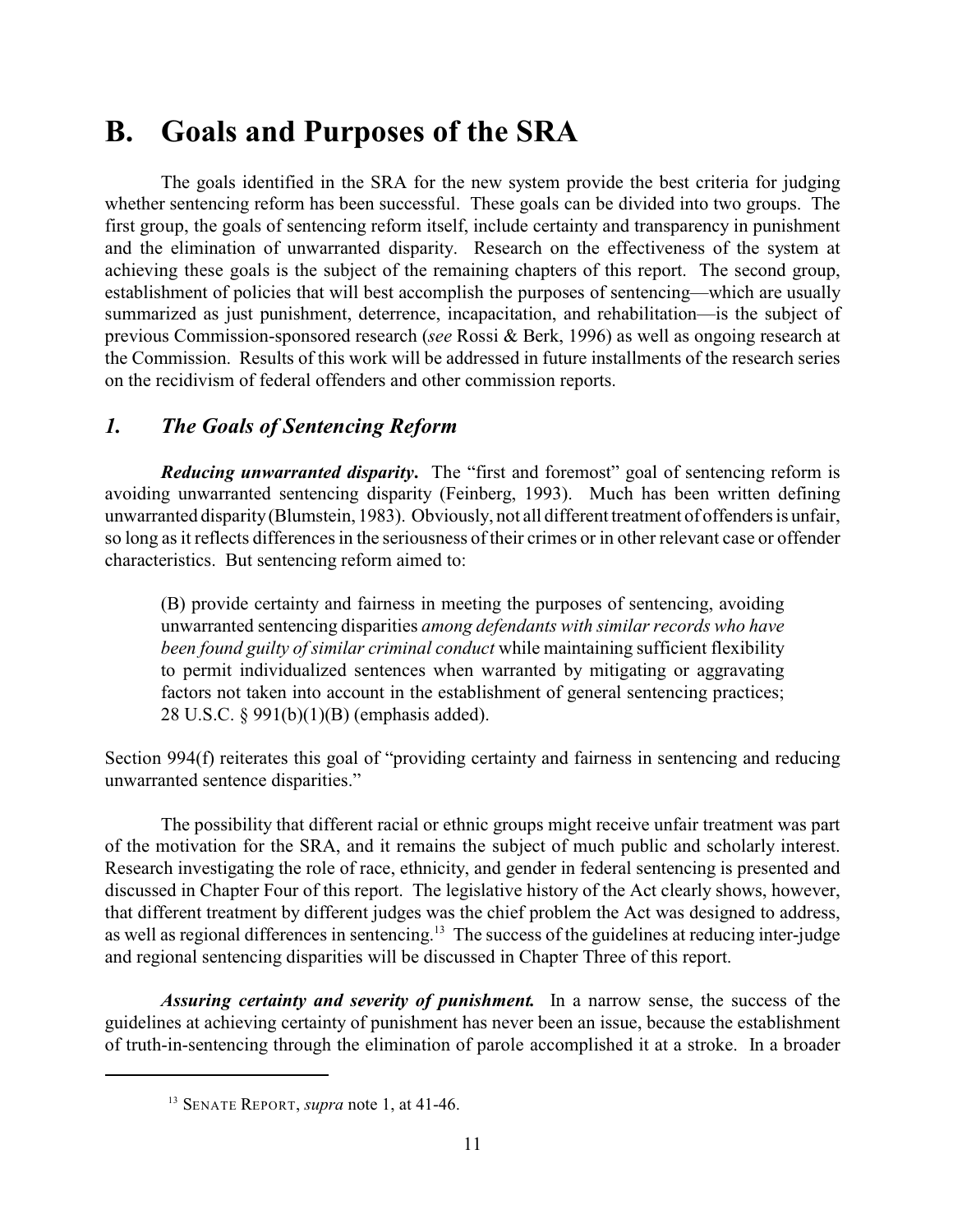# B. Goals and Purposes of the SRA

The goals identified in the SRA for the new system provide the best criteria for judging whether sentencing reform has been successful. These goals can be divided into two groups. The first group, the goals of sentencing reform itself, include certainty and transparency in punishment and the elimination of unwarranted disparity. Research on the effectiveness of the system at achieving these goals is the subject of the remaining chapters of this report. The second group, establishment of policies that will best accomplish the purposes of sentencing—which are usually summarized as just punishment, deterrence, incapacitation, and rehabilitation—is the subject of previous Commission-sponsored research (*see* Rossi & Berk, 1996) as well as ongoing research at the Commission. Results of this work will be addressed in future installments of the research series on the recidivism of federal offenders and other commission reports.

## *1. The Goals of Sentencing Reform*

***Reducing unwarranted disparity***. The "first and foremost" goal of sentencing reform is avoiding unwarranted sentencing disparity (Feinberg, 1993). Much has been written defining unwarranted disparity (Blumstein, 1983). Obviously, not all different treatment of offenders is unfair, so long as it reflects differences in the seriousness of their crimes or in other relevant case or offender characteristics. But sentencing reform aimed to:

> (B) provide certainty and fairness in meeting the purposes of sentencing, avoiding unwarranted sentencing disparities *among defendants with similar records who have been found guilty of similar criminal conduct* while maintaining sufficient flexibility to permit individualized sentences when warranted by mitigating or aggravating factors not taken into account in the establishment of general sentencing practices; 28 U.S.C. § 991(b)(1)(B) (emphasis added).

Section 994(f) reiterates this goal of "providing certainty and fairness in sentencing and reducing unwarranted sentence disparities."

The possibility that different racial or ethnic groups might receive unfair treatment was part of the motivation for the SRA, and it remains the subject of much public and scholarly interest. Research investigating the role of race, ethnicity, and gender in federal sentencing is presented and discussed in Chapter Four of this report. The legislative history of the Act clearly shows, however, that different treatment by different judges was the chief problem the Act was designed to address, as well as regional differences in sentencing.[13] The success of the guidelines at reducing inter-judge and regional sentencing disparities will be discussed in Chapter Three of this report.

***Assuring certainty and severity of punishment.*** In a narrow sense, the success of the guidelines at achieving certainty of punishment has never been an issue, because the establishment of truth-in-sentencing through the elimination of parole accomplished it at a stroke. In a broader

---

[13] SENATE REPORT, *supra* note 1, at 41-46.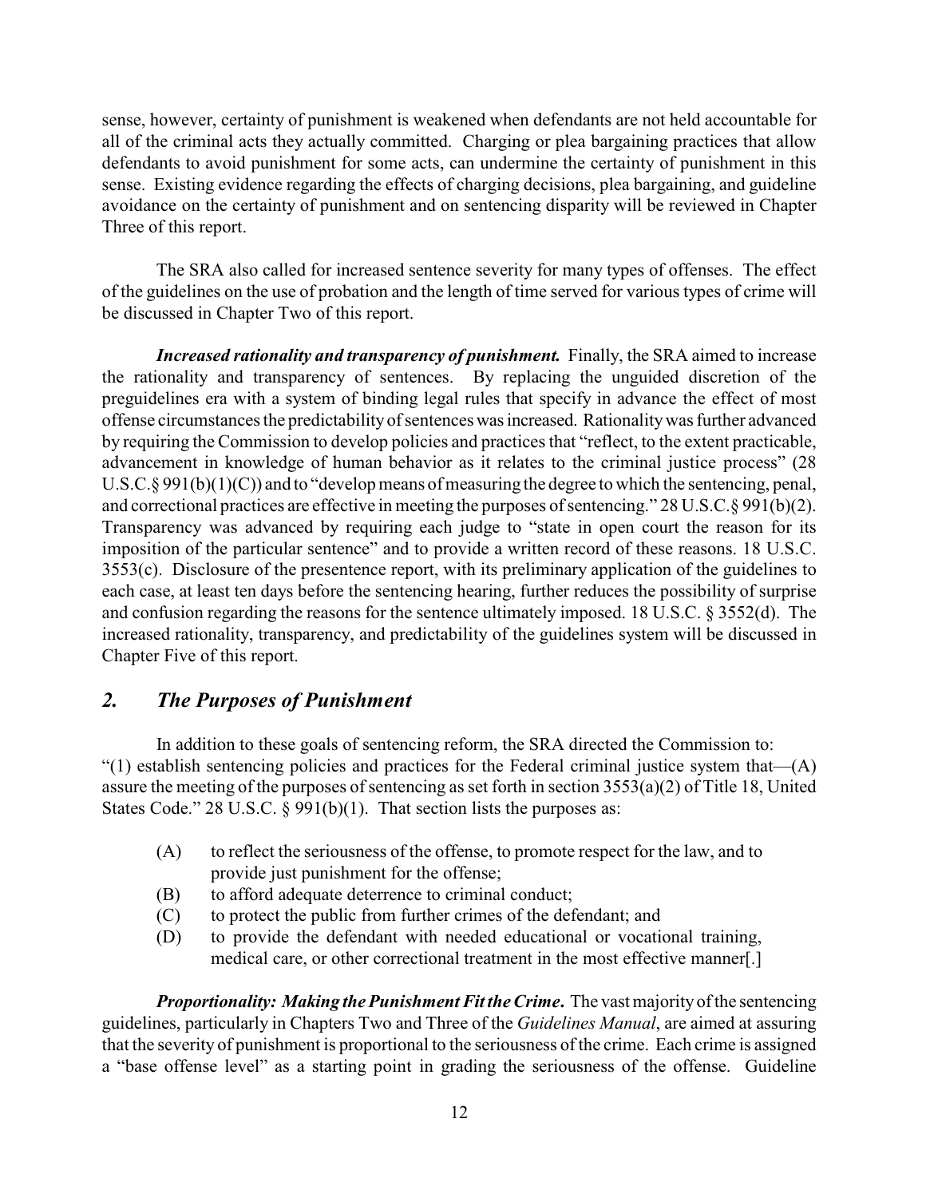sense, however, certainty of punishment is weakened when defendants are not held accountable for all of the criminal acts they actually committed. Charging or plea bargaining practices that allow defendants to avoid punishment for some acts, can undermine the certainty of punishment in this sense. Existing evidence regarding the effects of charging decisions, plea bargaining, and guideline avoidance on the certainty of punishment and on sentencing disparity will be reviewed in Chapter Three of this report.

The SRA also called for increased sentence severity for many types of offenses. The effect of the guidelines on the use of probation and the length of time served for various types of crime will be discussed in Chapter Two of this report.

***Increased rationality and transparency of punishment.*** Finally, the SRA aimed to increase the rationality and transparency of sentences. By replacing the unguided discretion of the preguidelines era with a system of binding legal rules that specify in advance the effect of most offense circumstances the predictability of sentences was increased. Rationality was further advanced by requiring the Commission to develop policies and practices that "reflect, to the extent practicable, advancement in knowledge of human behavior as it relates to the criminal justice process" (28 U.S.C.§ 991(b)(1)(C)) and to "develop means of measuring the degree to which the sentencing, penal, and correctional practices are effective in meeting the purposes of sentencing." 28 U.S.C.§ 991(b)(2). Transparency was advanced by requiring each judge to "state in open court the reason for its imposition of the particular sentence" and to provide a written record of these reasons. 18 U.S.C. 3553(c). Disclosure of the presentence report, with its preliminary application of the guidelines to each case, at least ten days before the sentencing hearing, further reduces the possibility of surprise and confusion regarding the reasons for the sentence ultimately imposed. 18 U.S.C. § 3552(d). The increased rationality, transparency, and predictability of the guidelines system will be discussed in Chapter Five of this report.

## *2. The Purposes of Punishment*

In addition to these goals of sentencing reform, the SRA directed the Commission to: "(1) establish sentencing policies and practices for the Federal criminal justice system that—(A) assure the meeting of the purposes of sentencing as set forth in section 3553(a)(2) of Title 18, United States Code." 28 U.S.C. § 991(b)(1). That section lists the purposes as:

(A) to reflect the seriousness of the offense, to promote respect for the law, and to provide just punishment for the offense;
(B) to afford adequate deterrence to criminal conduct;
(C) to protect the public from further crimes of the defendant; and
(D) to provide the defendant with needed educational or vocational training, medical care, or other correctional treatment in the most effective manner[.]

***Proportionality: Making the Punishment Fit the Crime.*** The vast majority of the sentencing guidelines, particularly in Chapters Two and Three of the *Guidelines Manual*, are aimed at assuring that the severity of punishment is proportional to the seriousness of the crime. Each crime is assigned a "base offense level" as a starting point in grading the seriousness of the offense. Guideline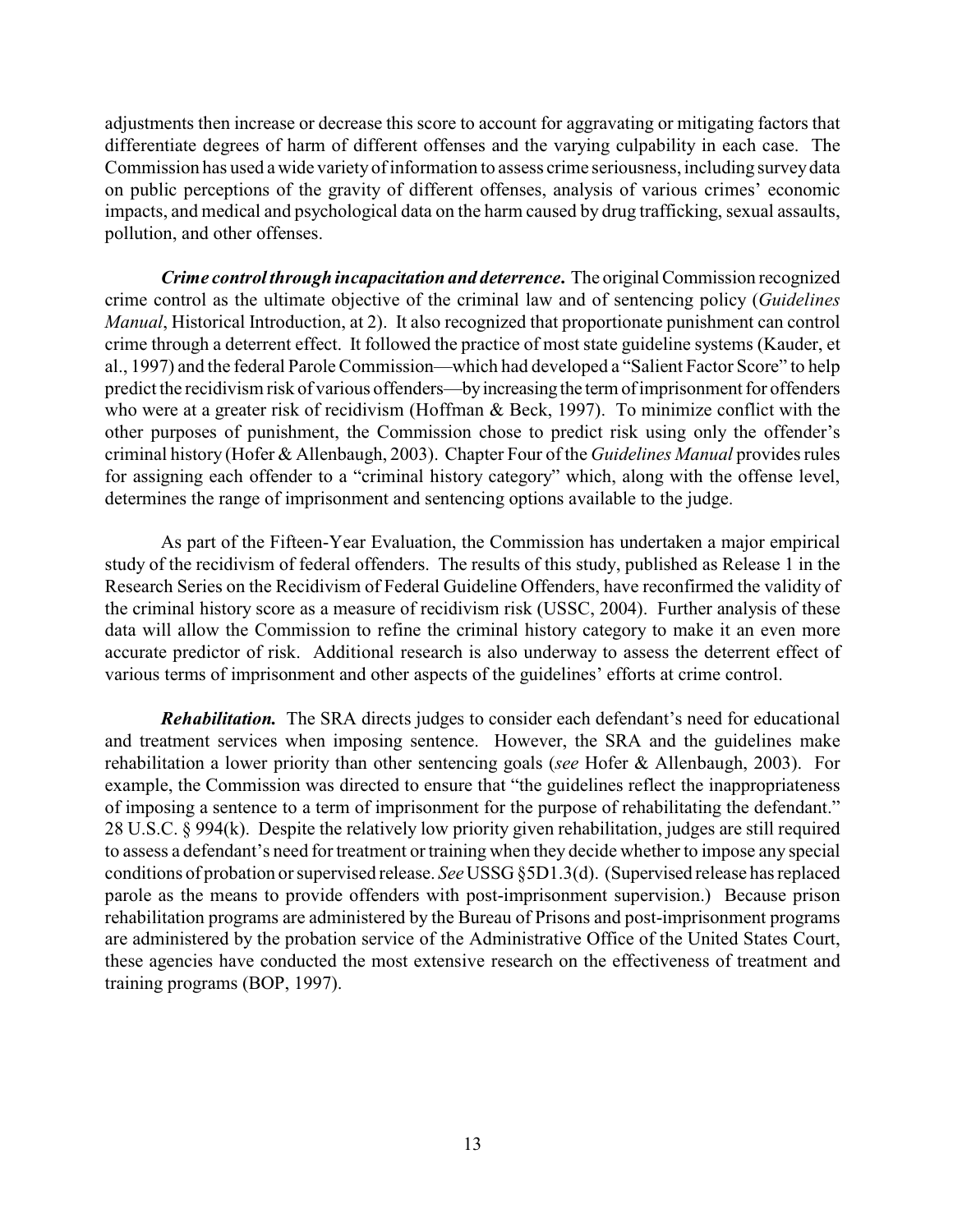adjustments then increase or decrease this score to account for aggravating or mitigating factors that differentiate degrees of harm of different offenses and the varying culpability in each case. The Commission has used a wide variety of information to assess crime seriousness, including survey data on public perceptions of the gravity of different offenses, analysis of various crimes' economic impacts, and medical and psychological data on the harm caused by drug trafficking, sexual assaults, pollution, and other offenses.

***Crime control through incapacitation and deterrence.*** The original Commission recognized crime control as the ultimate objective of the criminal law and of sentencing policy (*Guidelines Manual*, Historical Introduction, at 2). It also recognized that proportionate punishment can control crime through a deterrent effect. It followed the practice of most state guideline systems (Kauder, et al., 1997) and the federal Parole Commission—which had developed a "Salient Factor Score" to help predict the recidivism risk of various offenders—by increasing the term of imprisonment for offenders who were at a greater risk of recidivism (Hoffman & Beck, 1997). To minimize conflict with the other purposes of punishment, the Commission chose to predict risk using only the offender's criminal history (Hofer & Allenbaugh, 2003). Chapter Four of the *Guidelines Manual* provides rules for assigning each offender to a "criminal history category" which, along with the offense level, determines the range of imprisonment and sentencing options available to the judge.

As part of the Fifteen-Year Evaluation, the Commission has undertaken a major empirical study of the recidivism of federal offenders. The results of this study, published as Release 1 in the Research Series on the Recidivism of Federal Guideline Offenders, have reconfirmed the validity of the criminal history score as a measure of recidivism risk (USSC, 2004). Further analysis of these data will allow the Commission to refine the criminal history category to make it an even more accurate predictor of risk. Additional research is also underway to assess the deterrent effect of various terms of imprisonment and other aspects of the guidelines' efforts at crime control.

***Rehabilitation.*** The SRA directs judges to consider each defendant's need for educational and treatment services when imposing sentence. However, the SRA and the guidelines make rehabilitation a lower priority than other sentencing goals (*see* Hofer & Allenbaugh, 2003). For example, the Commission was directed to ensure that "the guidelines reflect the inappropriateness of imposing a sentence to a term of imprisonment for the purpose of rehabilitating the defendant." 28 U.S.C. § 994(k). Despite the relatively low priority given rehabilitation, judges are still required to assess a defendant's need for treatment or training when they decide whether to impose any special conditions of probation or supervised release. *See* USSG §5D1.3(d). (Supervised release has replaced parole as the means to provide offenders with post-imprisonment supervision.) Because prison rehabilitation programs are administered by the Bureau of Prisons and post-imprisonment programs are administered by the probation service of the Administrative Office of the United States Court, these agencies have conducted the most extensive research on the effectiveness of treatment and training programs (BOP, 1997).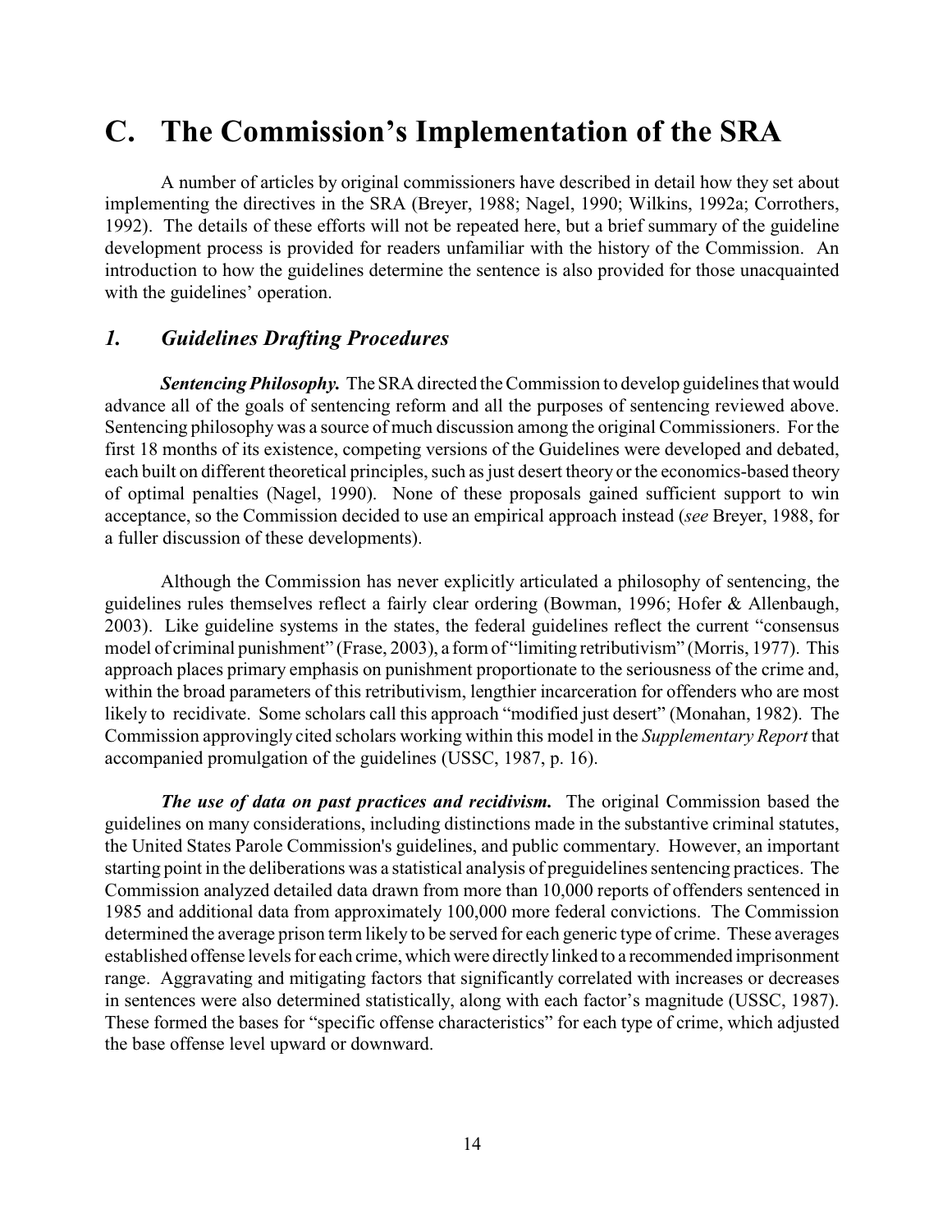# C. The Commission's Implementation of the SRA

A number of articles by original commissioners have described in detail how they set about implementing the directives in the SRA (Breyer, 1988; Nagel, 1990; Wilkins, 1992a; Corrothers, 1992). The details of these efforts will not be repeated here, but a brief summary of the guideline development process is provided for readers unfamiliar with the history of the Commission. An introduction to how the guidelines determine the sentence is also provided for those unacquainted with the guidelines' operation.

## *1. Guidelines Drafting Procedures*

***Sentencing Philosophy.*** The SRA directed the Commission to develop guidelines that would advance all of the goals of sentencing reform and all the purposes of sentencing reviewed above. Sentencing philosophy was a source of much discussion among the original Commissioners. For the first 18 months of its existence, competing versions of the Guidelines were developed and debated, each built on different theoretical principles, such as just desert theory or the economics-based theory of optimal penalties (Nagel, 1990). None of these proposals gained sufficient support to win acceptance, so the Commission decided to use an empirical approach instead (*see* Breyer, 1988, for a fuller discussion of these developments).

Although the Commission has never explicitly articulated a philosophy of sentencing, the guidelines rules themselves reflect a fairly clear ordering (Bowman, 1996; Hofer & Allenbaugh, 2003). Like guideline systems in the states, the federal guidelines reflect the current "consensus model of criminal punishment" (Frase, 2003), a form of "limiting retributivism" (Morris, 1977). This approach places primary emphasis on punishment proportionate to the seriousness of the crime and, within the broad parameters of this retributivism, lengthier incarceration for offenders who are most likely to recidivate. Some scholars call this approach "modified just desert" (Monahan, 1982). The Commission approvingly cited scholars working within this model in the *Supplementary Report* that accompanied promulgation of the guidelines (USSC, 1987, p. 16).

***The use of data on past practices and recidivism.*** The original Commission based the guidelines on many considerations, including distinctions made in the substantive criminal statutes, the United States Parole Commission's guidelines, and public commentary. However, an important starting point in the deliberations was a statistical analysis of preguidelines sentencing practices. The Commission analyzed detailed data drawn from more than 10,000 reports of offenders sentenced in 1985 and additional data from approximately 100,000 more federal convictions. The Commission determined the average prison term likely to be served for each generic type of crime. These averages established offense levels for each crime, which were directly linked to a recommended imprisonment range. Aggravating and mitigating factors that significantly correlated with increases or decreases in sentences were also determined statistically, along with each factor's magnitude (USSC, 1987). These formed the bases for "specific offense characteristics" for each type of crime, which adjusted the base offense level upward or downward.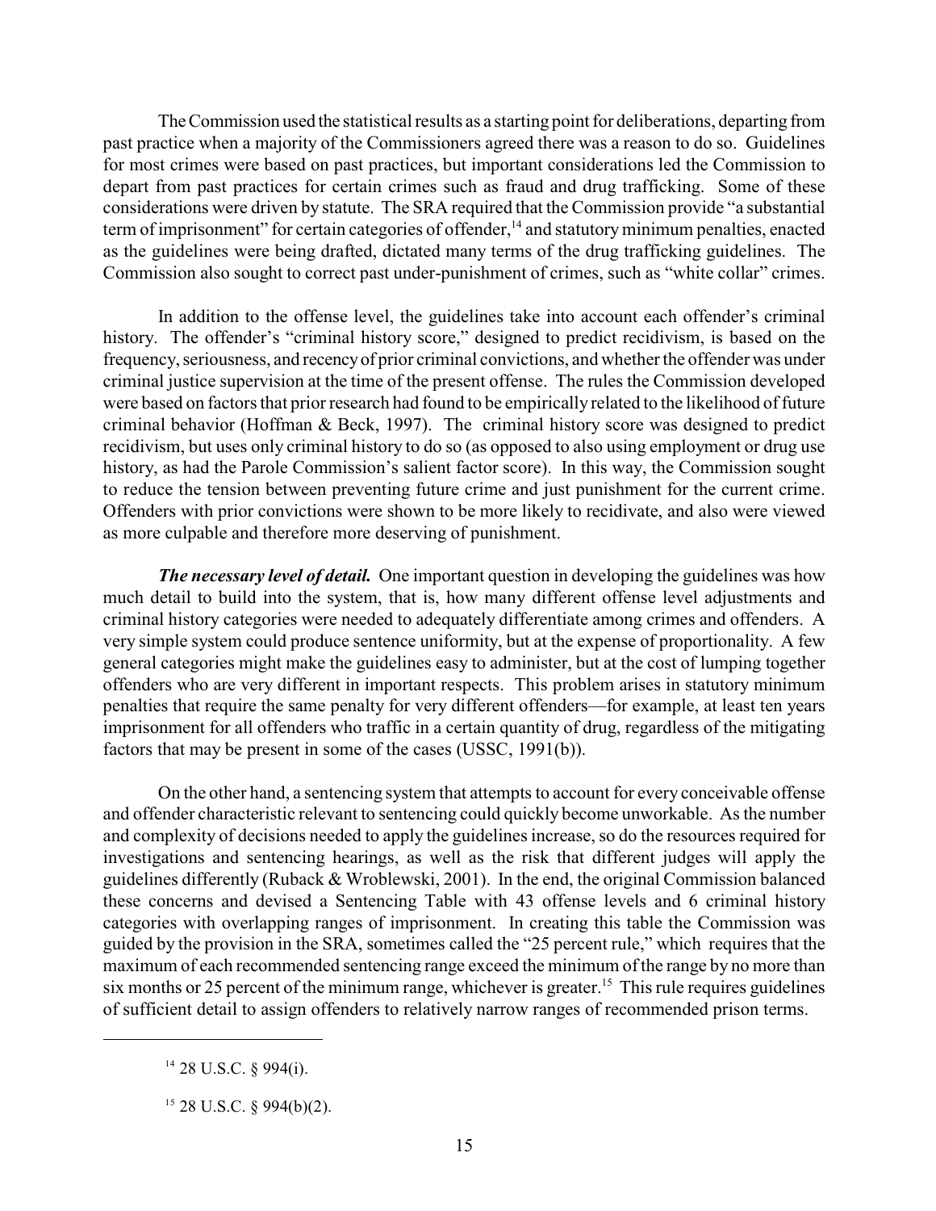The Commission used the statistical results as a starting point for deliberations, departing from past practice when a majority of the Commissioners agreed there was a reason to do so. Guidelines for most crimes were based on past practices, but important considerations led the Commission to depart from past practices for certain crimes such as fraud and drug trafficking. Some of these considerations were driven by statute. The SRA required that the Commission provide "a substantial term of imprisonment" for certain categories of offender,[14] and statutory minimum penalties, enacted as the guidelines were being drafted, dictated many terms of the drug trafficking guidelines. The Commission also sought to correct past under-punishment of crimes, such as "white collar" crimes.

In addition to the offense level, the guidelines take into account each offender's criminal history. The offender's "criminal history score," designed to predict recidivism, is based on the frequency, seriousness, and recency of prior criminal convictions, and whether the offender was under criminal justice supervision at the time of the present offense. The rules the Commission developed were based on factors that prior research had found to be empirically related to the likelihood of future criminal behavior (Hoffman & Beck, 1997). The criminal history score was designed to predict recidivism, but uses only criminal history to do so (as opposed to also using employment or drug use history, as had the Parole Commission's salient factor score). In this way, the Commission sought to reduce the tension between preventing future crime and just punishment for the current crime. Offenders with prior convictions were shown to be more likely to recidivate, and also were viewed as more culpable and therefore more deserving of punishment.

***The necessary level of detail.*** One important question in developing the guidelines was how much detail to build into the system, that is, how many different offense level adjustments and criminal history categories were needed to adequately differentiate among crimes and offenders. A very simple system could produce sentence uniformity, but at the expense of proportionality. A few general categories might make the guidelines easy to administer, but at the cost of lumping together offenders who are very different in important respects. This problem arises in statutory minimum penalties that require the same penalty for very different offenders—for example, at least ten years imprisonment for all offenders who traffic in a certain quantity of drug, regardless of the mitigating factors that may be present in some of the cases (USSC, 1991(b)).

On the other hand, a sentencing system that attempts to account for every conceivable offense and offender characteristic relevant to sentencing could quickly become unworkable. As the number and complexity of decisions needed to apply the guidelines increase, so do the resources required for investigations and sentencing hearings, as well as the risk that different judges will apply the guidelines differently (Ruback & Wroblewski, 2001). In the end, the original Commission balanced these concerns and devised a Sentencing Table with 43 offense levels and 6 criminal history categories with overlapping ranges of imprisonment. In creating this table the Commission was guided by the provision in the SRA, sometimes called the "25 percent rule," which requires that the maximum of each recommended sentencing range exceed the minimum of the range by no more than six months or 25 percent of the minimum range, whichever is greater.[15] This rule requires guidelines of sufficient detail to assign offenders to relatively narrow ranges of recommended prison terms.

---

[14] 28 U.S.C. § 994(i).

[15] 28 U.S.C. § 994(b)(2).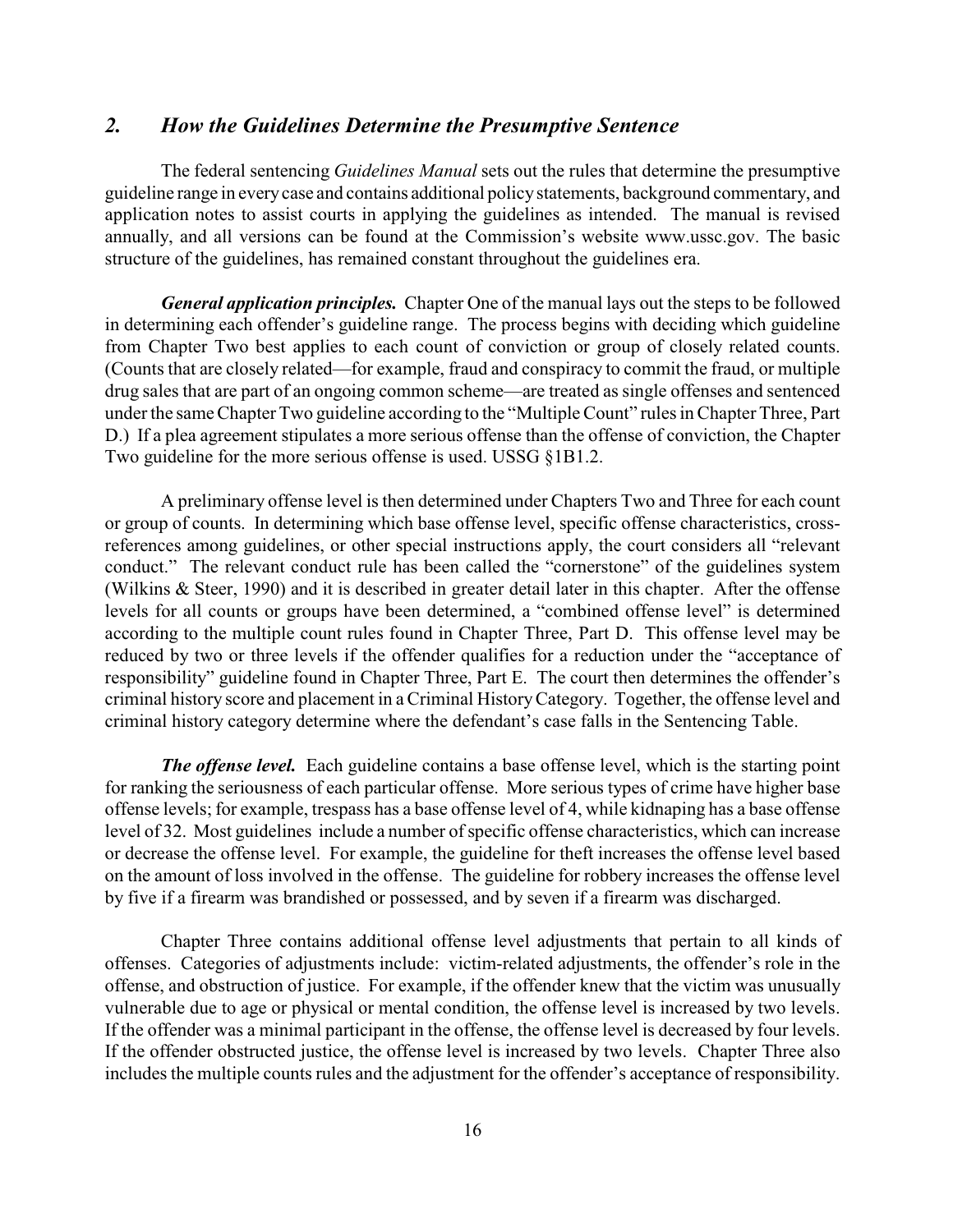## *2. How the Guidelines Determine the Presumptive Sentence*

The federal sentencing *Guidelines Manual* sets out the rules that determine the presumptive guideline range in every case and contains additional policy statements, background commentary, and application notes to assist courts in applying the guidelines as intended. The manual is revised annually, and all versions can be found at the Commission's website www.ussc.gov. The basic structure of the guidelines, has remained constant throughout the guidelines era.

***General application principles.*** Chapter One of the manual lays out the steps to be followed in determining each offender's guideline range. The process begins with deciding which guideline from Chapter Two best applies to each count of conviction or group of closely related counts. (Counts that are closely related—for example, fraud and conspiracy to commit the fraud, or multiple drug sales that are part of an ongoing common scheme—are treated as single offenses and sentenced under the same Chapter Two guideline according to the "Multiple Count" rules in Chapter Three, Part D.) If a plea agreement stipulates a more serious offense than the offense of conviction, the Chapter Two guideline for the more serious offense is used. USSG §1B1.2.

A preliminary offense level is then determined under Chapters Two and Three for each count or group of counts. In determining which base offense level, specific offense characteristics, cross-references among guidelines, or other special instructions apply, the court considers all "relevant conduct." The relevant conduct rule has been called the "cornerstone" of the guidelines system (Wilkins & Steer, 1990) and it is described in greater detail later in this chapter. After the offense levels for all counts or groups have been determined, a "combined offense level" is determined according to the multiple count rules found in Chapter Three, Part D. This offense level may be reduced by two or three levels if the offender qualifies for a reduction under the "acceptance of responsibility" guideline found in Chapter Three, Part E. The court then determines the offender's criminal history score and placement in a Criminal History Category. Together, the offense level and criminal history category determine where the defendant's case falls in the Sentencing Table.

***The offense level.*** Each guideline contains a base offense level, which is the starting point for ranking the seriousness of each particular offense. More serious types of crime have higher base offense levels; for example, trespass has a base offense level of 4, while kidnaping has a base offense level of 32. Most guidelines include a number of specific offense characteristics, which can increase or decrease the offense level. For example, the guideline for theft increases the offense level based on the amount of loss involved in the offense. The guideline for robbery increases the offense level by five if a firearm was brandished or possessed, and by seven if a firearm was discharged.

Chapter Three contains additional offense level adjustments that pertain to all kinds of offenses. Categories of adjustments include: victim-related adjustments, the offender's role in the offense, and obstruction of justice. For example, if the offender knew that the victim was unusually vulnerable due to age or physical or mental condition, the offense level is increased by two levels. If the offender was a minimal participant in the offense, the offense level is decreased by four levels. If the offender obstructed justice, the offense level is increased by two levels. Chapter Three also includes the multiple counts rules and the adjustment for the offender's acceptance of responsibility.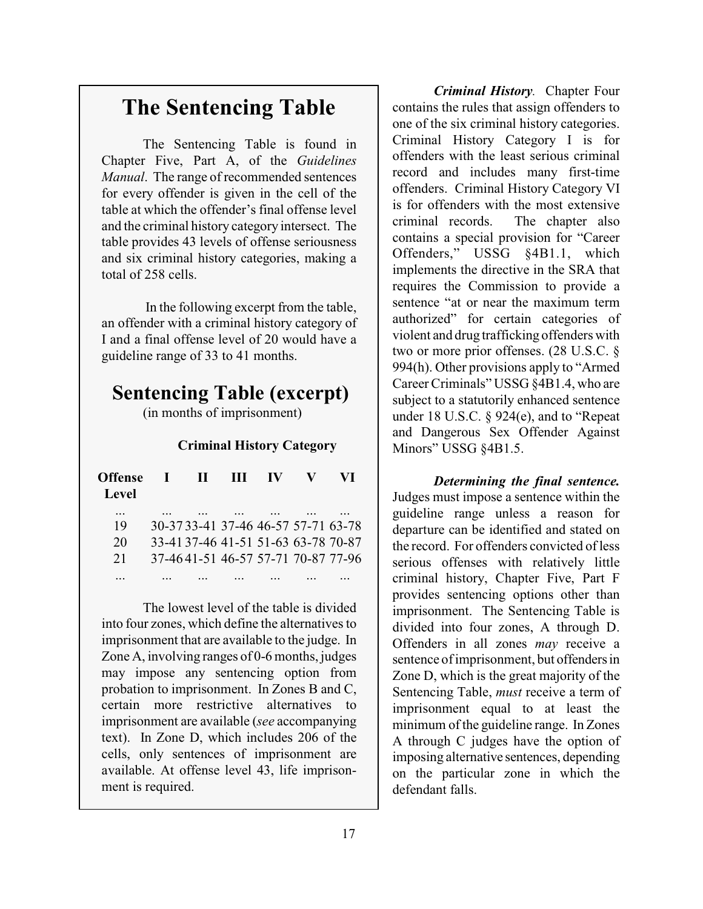# The Sentencing Table

The Sentencing Table is found in Chapter Five, Part A, of the *Guidelines Manual*. The range of recommended sentences for every offender is given in the cell of the table at which the offender's final offense level and the criminal history category intersect. The table provides 43 levels of offense seriousness and six criminal history categories, making a total of 258 cells.

In the following excerpt from the table, an offender with a criminal history category of I and a final offense level of 20 would have a guideline range of 33 to 41 months.

## Sentencing Table (excerpt)

(in months of imprisonment)

| | Criminal History Category | | | | | |
|---|---|---|---|---|---|---|
| **Offense Level** | **I** | **II** | **III** | **IV** | **V** | **VI** |
| ... | ... | ... | ... | ... | ... | ... |
| 19 | 30-37 | 33-41 | 37-46 | 46-57 | 57-71 | 63-78 |
| 20 | 33-41 | 37-46 | 41-51 | 51-63 | 63-78 | 70-87 |
| 21 | 37-46 | 41-51 | 46-57 | 57-71 | 70-87 | 77-96 |
| ... | ... | ... | ... | ... | ... | ... |

The lowest level of the table is divided into four zones, which define the alternatives to imprisonment that are available to the judge. In Zone A, involving ranges of 0-6 months, judges may impose any sentencing option from probation to imprisonment. In Zones B and C, certain more restrictive alternatives to imprisonment are available (*see* accompanying text). In Zone D, which includes 206 of the cells, only sentences of imprisonment are available. At offense level 43, life imprisonment is required.

***Criminal History***. Chapter Four contains the rules that assign offenders to one of the six criminal history categories. Criminal History Category I is for offenders with the least serious criminal record and includes many first-time offenders. Criminal History Category VI is for offenders with the most extensive criminal records. The chapter also contains a special provision for "Career Offenders," USSG §4B1.1, which implements the directive in the SRA that requires the Commission to provide a sentence "at or near the maximum term authorized" for certain categories of violent and drug trafficking offenders with two or more prior offenses. (28 U.S.C. § 994(h). Other provisions apply to "Armed Career Criminals" USSG §4B1.4, who are subject to a statutorily enhanced sentence under 18 U.S.C. § 924(e), and to "Repeat and Dangerous Sex Offender Against Minors" USSG §4B1.5.

***Determining the final sentence.*** Judges must impose a sentence within the guideline range unless a reason for departure can be identified and stated on the record. For offenders convicted of less serious offenses with relatively little criminal history, Chapter Five, Part F provides sentencing options other than imprisonment. The Sentencing Table is divided into four zones, A through D. Offenders in all zones *may* receive a sentence of imprisonment, but offenders in Zone D, which is the great majority of the Sentencing Table, *must* receive a term of imprisonment equal to at least the minimum of the guideline range. In Zones A through C judges have the option of imposing alternative sentences, depending on the particular zone in which the defendant falls.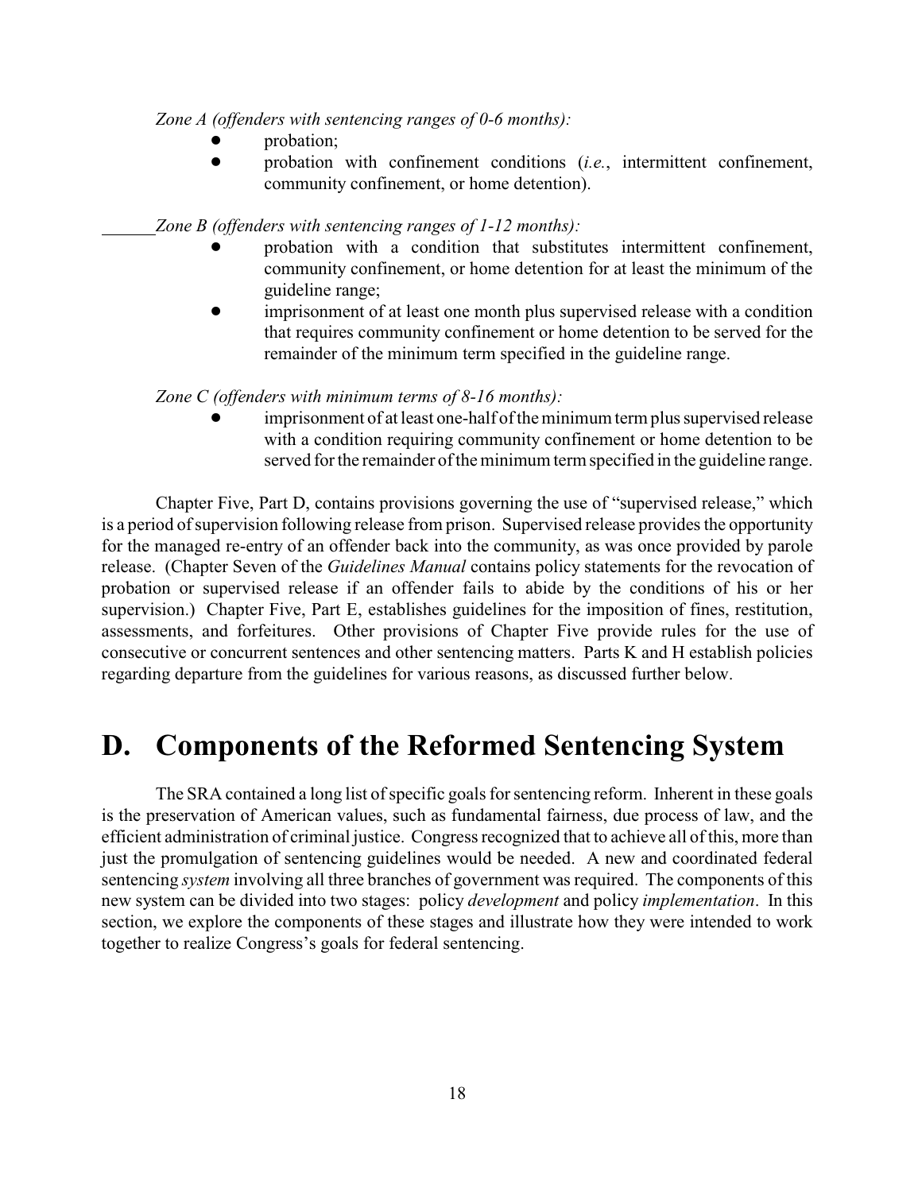*Zone A (offenders with sentencing ranges of 0-6 months):*

- probation;
- probation with confinement conditions (*i.e.*, intermittent confinement, community confinement, or home detention).

*Zone B (offenders with sentencing ranges of 1-12 months):*

- probation with a condition that substitutes intermittent confinement, community confinement, or home detention for at least the minimum of the guideline range;
- imprisonment of at least one month plus supervised release with a condition that requires community confinement or home detention to be served for the remainder of the minimum term specified in the guideline range.

*Zone C (offenders with minimum terms of 8-16 months):*

- imprisonment of at least one-half of the minimum term plus supervised release with a condition requiring community confinement or home detention to be served for the remainder of the minimum term specified in the guideline range.

Chapter Five, Part D, contains provisions governing the use of "supervised release," which is a period of supervision following release from prison. Supervised release provides the opportunity for the managed re-entry of an offender back into the community, as was once provided by parole release. (Chapter Seven of the *Guidelines Manual* contains policy statements for the revocation of probation or supervised release if an offender fails to abide by the conditions of his or her supervision.) Chapter Five, Part E, establishes guidelines for the imposition of fines, restitution, assessments, and forfeitures. Other provisions of Chapter Five provide rules for the use of consecutive or concurrent sentences and other sentencing matters. Parts K and H establish policies regarding departure from the guidelines for various reasons, as discussed further below.

# D. Components of the Reformed Sentencing System

The SRA contained a long list of specific goals for sentencing reform. Inherent in these goals is the preservation of American values, such as fundamental fairness, due process of law, and the efficient administration of criminal justice. Congress recognized that to achieve all of this, more than just the promulgation of sentencing guidelines would be needed. A new and coordinated federal sentencing *system* involving all three branches of government was required. The components of this new system can be divided into two stages: policy *development* and policy *implementation*. In this section, we explore the components of these stages and illustrate how they were intended to work together to realize Congress's goals for federal sentencing.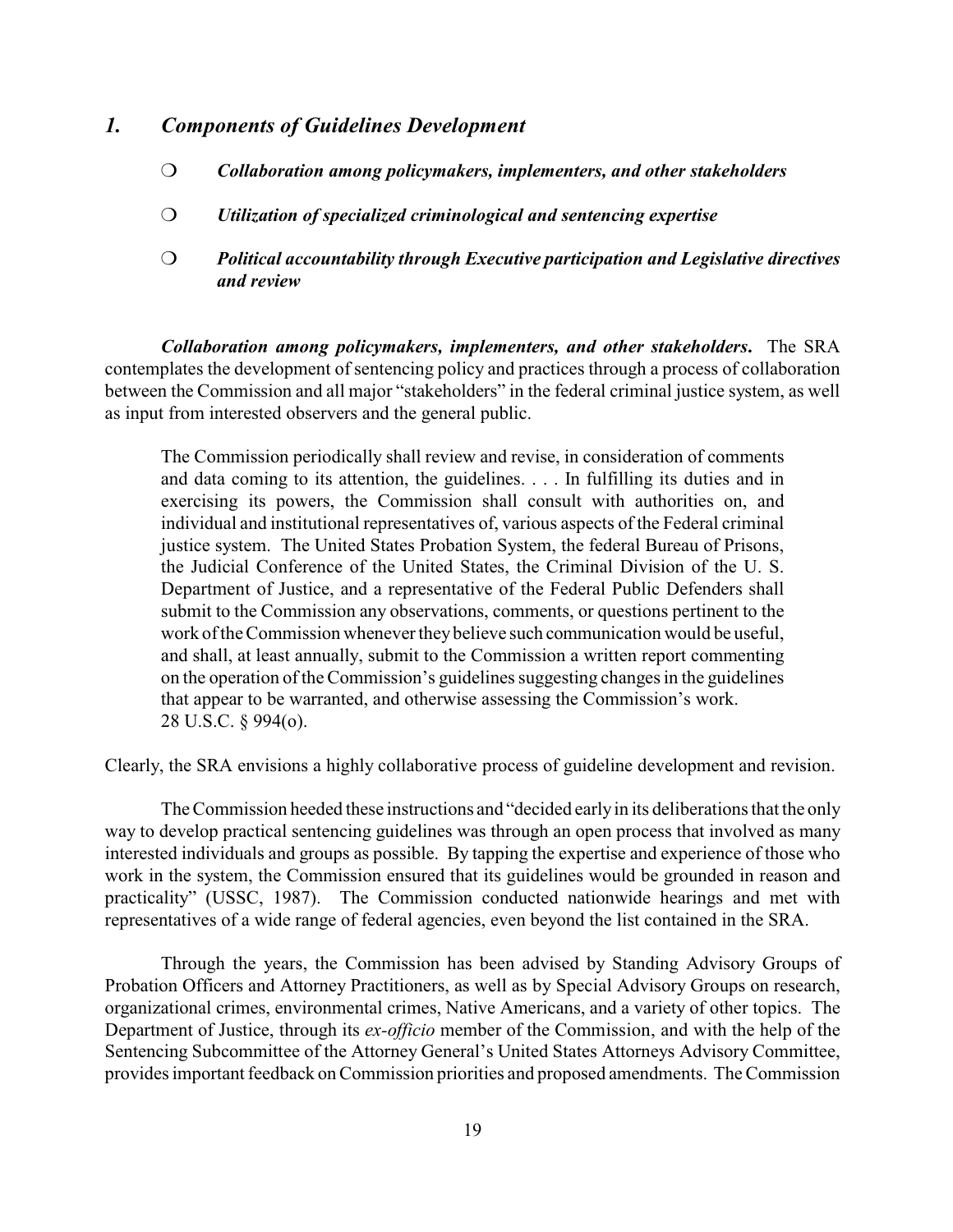## *1. Components of Guidelines Development*

- ***Collaboration among policymakers, implementers, and other stakeholders***
- ***Utilization of specialized criminological and sentencing expertise***
- ***Political accountability through Executive participation and Legislative directives and review***

***Collaboration among policymakers, implementers, and other stakeholders.*** The SRA contemplates the development of sentencing policy and practices through a process of collaboration between the Commission and all major "stakeholders" in the federal criminal justice system, as well as input from interested observers and the general public.

> The Commission periodically shall review and revise, in consideration of comments and data coming to its attention, the guidelines. . . . In fulfilling its duties and in exercising its powers, the Commission shall consult with authorities on, and individual and institutional representatives of, various aspects of the Federal criminal justice system. The United States Probation System, the federal Bureau of Prisons, the Judicial Conference of the United States, the Criminal Division of the U. S. Department of Justice, and a representative of the Federal Public Defenders shall submit to the Commission any observations, comments, or questions pertinent to the work of the Commission whenever they believe such communication would be useful, and shall, at least annually, submit to the Commission a written report commenting on the operation of the Commission's guidelines suggesting changes in the guidelines that appear to be warranted, and otherwise assessing the Commission's work. 28 U.S.C. § 994(o).

Clearly, the SRA envisions a highly collaborative process of guideline development and revision.

The Commission heeded these instructions and "decided early in its deliberations that the only way to develop practical sentencing guidelines was through an open process that involved as many interested individuals and groups as possible. By tapping the expertise and experience of those who work in the system, the Commission ensured that its guidelines would be grounded in reason and practicality" (USSC, 1987). The Commission conducted nationwide hearings and met with representatives of a wide range of federal agencies, even beyond the list contained in the SRA.

Through the years, the Commission has been advised by Standing Advisory Groups of Probation Officers and Attorney Practitioners, as well as by Special Advisory Groups on research, organizational crimes, environmental crimes, Native Americans, and a variety of other topics. The Department of Justice, through its *ex-officio* member of the Commission, and with the help of the Sentencing Subcommittee of the Attorney General's United States Attorneys Advisory Committee, provides important feedback on Commission priorities and proposed amendments. The Commission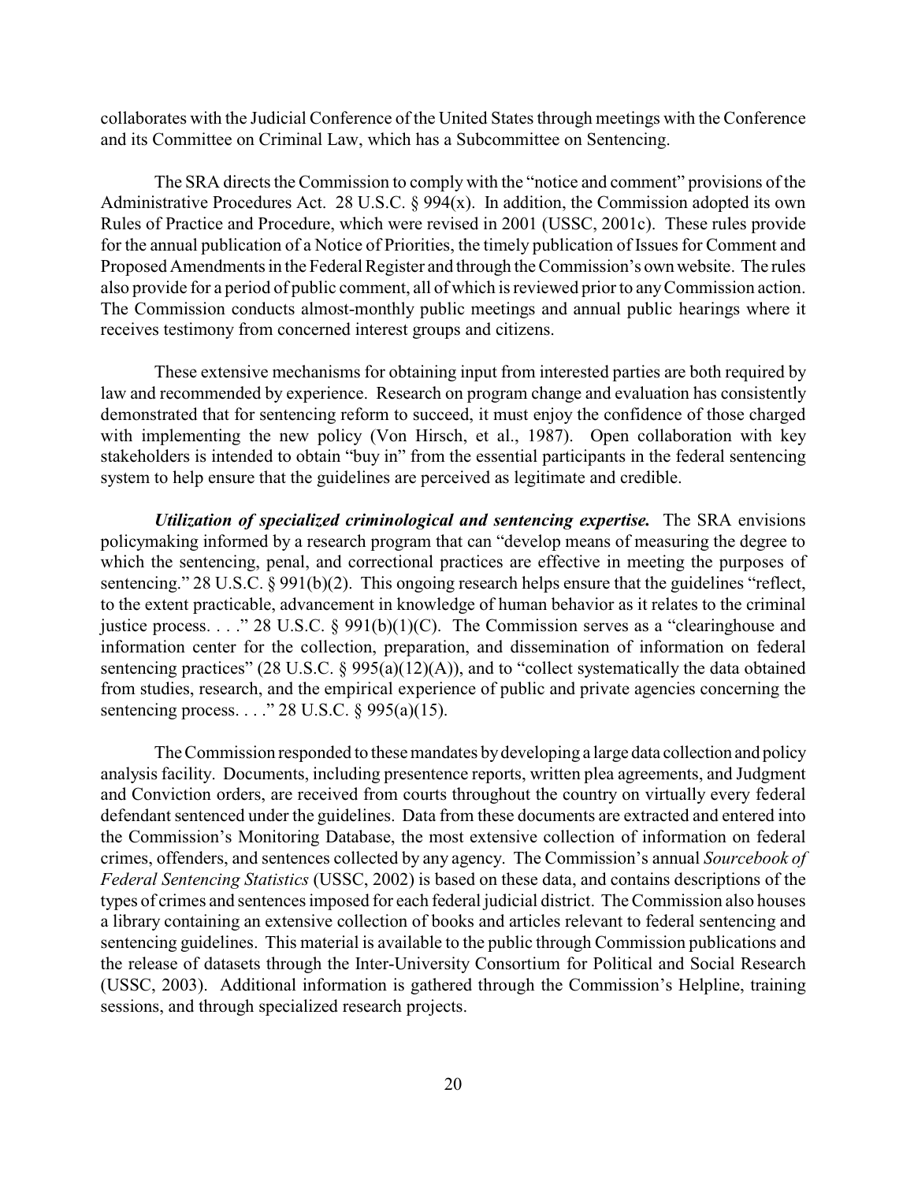collaborates with the Judicial Conference of the United States through meetings with the Conference and its Committee on Criminal Law, which has a Subcommittee on Sentencing.

The SRA directs the Commission to comply with the "notice and comment" provisions of the Administrative Procedures Act. 28 U.S.C. § 994(x). In addition, the Commission adopted its own Rules of Practice and Procedure, which were revised in 2001 (USSC, 2001c). These rules provide for the annual publication of a Notice of Priorities, the timely publication of Issues for Comment and Proposed Amendments in the Federal Register and through the Commission's own website. The rules also provide for a period of public comment, all of which is reviewed prior to any Commission action. The Commission conducts almost-monthly public meetings and annual public hearings where it receives testimony from concerned interest groups and citizens.

These extensive mechanisms for obtaining input from interested parties are both required by law and recommended by experience. Research on program change and evaluation has consistently demonstrated that for sentencing reform to succeed, it must enjoy the confidence of those charged with implementing the new policy (Von Hirsch, et al., 1987). Open collaboration with key stakeholders is intended to obtain "buy in" from the essential participants in the federal sentencing system to help ensure that the guidelines are perceived as legitimate and credible.

***Utilization of specialized criminological and sentencing expertise.*** The SRA envisions policymaking informed by a research program that can "develop means of measuring the degree to which the sentencing, penal, and correctional practices are effective in meeting the purposes of sentencing." 28 U.S.C. § 991(b)(2). This ongoing research helps ensure that the guidelines "reflect, to the extent practicable, advancement in knowledge of human behavior as it relates to the criminal justice process. . . ." 28 U.S.C. § 991(b)(1)(C). The Commission serves as a "clearinghouse and information center for the collection, preparation, and dissemination of information on federal sentencing practices" (28 U.S.C. § 995(a)(12)(A)), and to "collect systematically the data obtained from studies, research, and the empirical experience of public and private agencies concerning the sentencing process. . . ." 28 U.S.C. § 995(a)(15).

The Commission responded to these mandates by developing a large data collection and policy analysis facility. Documents, including presentence reports, written plea agreements, and Judgment and Conviction orders, are received from courts throughout the country on virtually every federal defendant sentenced under the guidelines. Data from these documents are extracted and entered into the Commission's Monitoring Database, the most extensive collection of information on federal crimes, offenders, and sentences collected by any agency. The Commission's annual *Sourcebook of Federal Sentencing Statistics* (USSC, 2002) is based on these data, and contains descriptions of the types of crimes and sentences imposed for each federal judicial district. The Commission also houses a library containing an extensive collection of books and articles relevant to federal sentencing and sentencing guidelines. This material is available to the public through Commission publications and the release of datasets through the Inter-University Consortium for Political and Social Research (USSC, 2003). Additional information is gathered through the Commission's Helpline, training sessions, and through specialized research projects.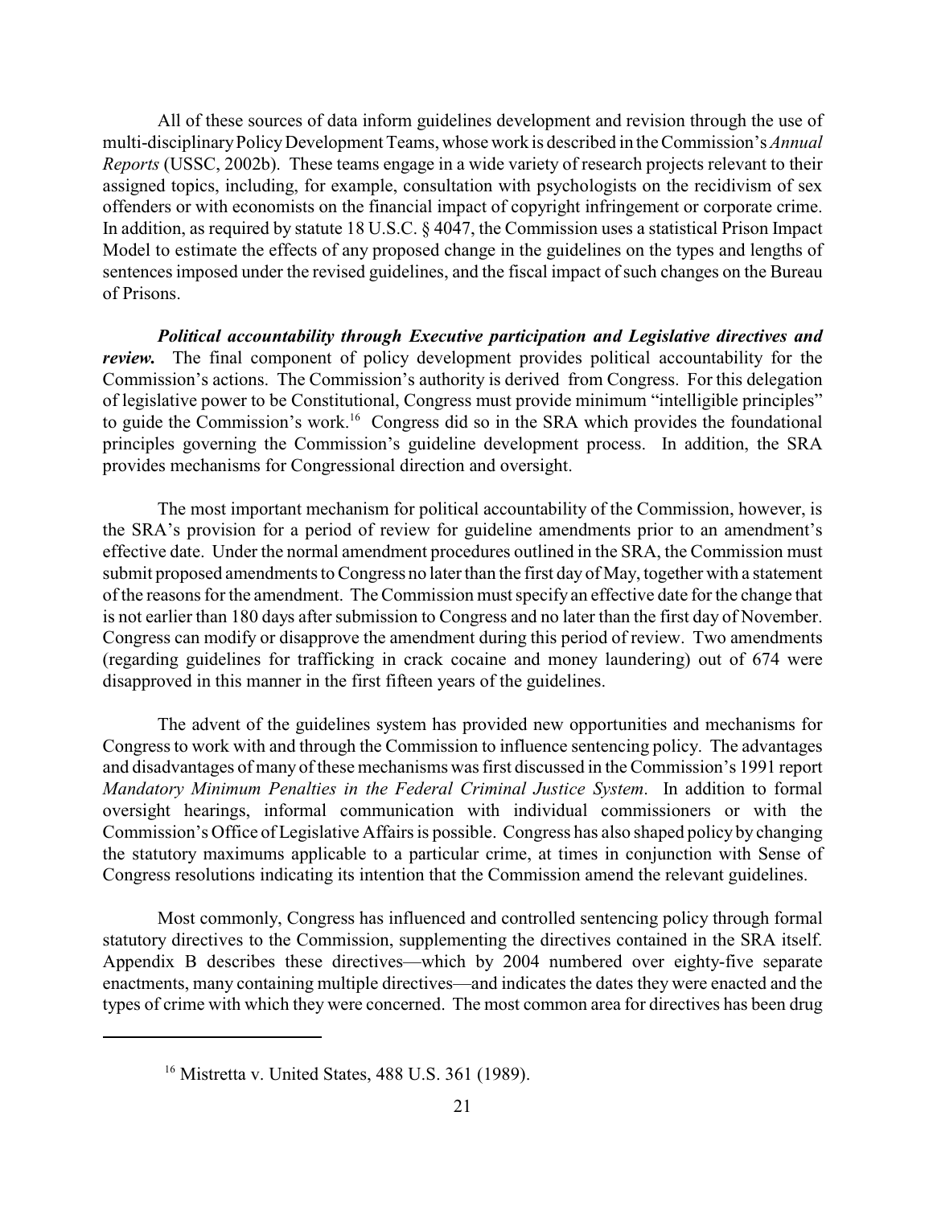All of these sources of data inform guidelines development and revision through the use of multi-disciplinary Policy Development Teams, whose work is described in the Commission's *Annual Reports* (USSC, 2002b). These teams engage in a wide variety of research projects relevant to their assigned topics, including, for example, consultation with psychologists on the recidivism of sex offenders or with economists on the financial impact of copyright infringement or corporate crime. In addition, as required by statute 18 U.S.C. § 4047, the Commission uses a statistical Prison Impact Model to estimate the effects of any proposed change in the guidelines on the types and lengths of sentences imposed under the revised guidelines, and the fiscal impact of such changes on the Bureau of Prisons.

***Political accountability through Executive participation and Legislative directives and review.*** The final component of policy development provides political accountability for the Commission's actions. The Commission's authority is derived from Congress. For this delegation of legislative power to be Constitutional, Congress must provide minimum "intelligible principles" to guide the Commission's work.[16] Congress did so in the SRA which provides the foundational principles governing the Commission's guideline development process. In addition, the SRA provides mechanisms for Congressional direction and oversight.

The most important mechanism for political accountability of the Commission, however, is the SRA's provision for a period of review for guideline amendments prior to an amendment's effective date. Under the normal amendment procedures outlined in the SRA, the Commission must submit proposed amendments to Congress no later than the first day of May, together with a statement of the reasons for the amendment. The Commission must specify an effective date for the change that is not earlier than 180 days after submission to Congress and no later than the first day of November. Congress can modify or disapprove the amendment during this period of review. Two amendments (regarding guidelines for trafficking in crack cocaine and money laundering) out of 674 were disapproved in this manner in the first fifteen years of the guidelines.

The advent of the guidelines system has provided new opportunities and mechanisms for Congress to work with and through the Commission to influence sentencing policy. The advantages and disadvantages of many of these mechanisms was first discussed in the Commission's 1991 report *Mandatory Minimum Penalties in the Federal Criminal Justice System*. In addition to formal oversight hearings, informal communication with individual commissioners or with the Commission's Office of Legislative Affairs is possible. Congress has also shaped policy by changing the statutory maximums applicable to a particular crime, at times in conjunction with Sense of Congress resolutions indicating its intention that the Commission amend the relevant guidelines.

Most commonly, Congress has influenced and controlled sentencing policy through formal statutory directives to the Commission, supplementing the directives contained in the SRA itself. Appendix B describes these directives—which by 2004 numbered over eighty-five separate enactments, many containing multiple directives—and indicates the dates they were enacted and the types of crime with which they were concerned. The most common area for directives has been drug

---

[16] Mistretta v. United States, 488 U.S. 361 (1989).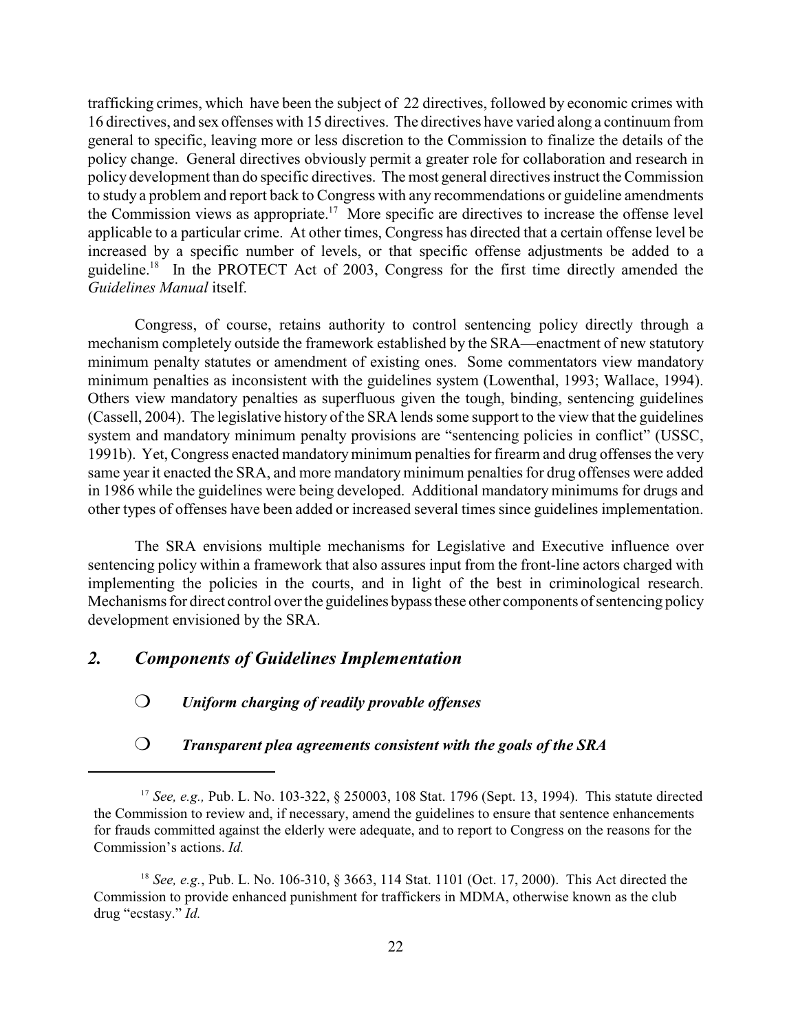trafficking crimes, which have been the subject of 22 directives, followed by economic crimes with 16 directives, and sex offenses with 15 directives. The directives have varied along a continuum from general to specific, leaving more or less discretion to the Commission to finalize the details of the policy change. General directives obviously permit a greater role for collaboration and research in policy development than do specific directives. The most general directives instruct the Commission to study a problem and report back to Congress with any recommendations or guideline amendments the Commission views as appropriate.[17] More specific are directives to increase the offense level applicable to a particular crime. At other times, Congress has directed that a certain offense level be increased by a specific number of levels, or that specific offense adjustments be added to a guideline.[18] In the PROTECT Act of 2003, Congress for the first time directly amended the *Guidelines Manual* itself.

Congress, of course, retains authority to control sentencing policy directly through a mechanism completely outside the framework established by the SRA—enactment of new statutory minimum penalty statutes or amendment of existing ones. Some commentators view mandatory minimum penalties as inconsistent with the guidelines system (Lowenthal, 1993; Wallace, 1994). Others view mandatory penalties as superfluous given the tough, binding, sentencing guidelines (Cassell, 2004). The legislative history of the SRA lends some support to the view that the guidelines system and mandatory minimum penalty provisions are "sentencing policies in conflict" (USSC, 1991b). Yet, Congress enacted mandatory minimum penalties for firearm and drug offenses the very same year it enacted the SRA, and more mandatory minimum penalties for drug offenses were added in 1986 while the guidelines were being developed. Additional mandatory minimums for drugs and other types of offenses have been added or increased several times since guidelines implementation.

The SRA envisions multiple mechanisms for Legislative and Executive influence over sentencing policy within a framework that also assures input from the front-line actors charged with implementing the policies in the courts, and in light of the best in criminological research. Mechanisms for direct control over the guidelines bypass these other components of sentencing policy development envisioned by the SRA.

## *2. Components of Guidelines Implementation*

- ***Uniform charging of readily provable offenses***
- ***Transparent plea agreements consistent with the goals of the SRA***

---

[17] *See, e.g.,* Pub. L. No. 103-322, § 250003, 108 Stat. 1796 (Sept. 13, 1994). This statute directed the Commission to review and, if necessary, amend the guidelines to ensure that sentence enhancements for frauds committed against the elderly were adequate, and to report to Congress on the reasons for the Commission's actions. *Id.*

[18] *See, e.g.*, Pub. L. No. 106-310, § 3663, 114 Stat. 1101 (Oct. 17, 2000). This Act directed the Commission to provide enhanced punishment for traffickers in MDMA, otherwise known as the club drug "ecstasy." *Id.*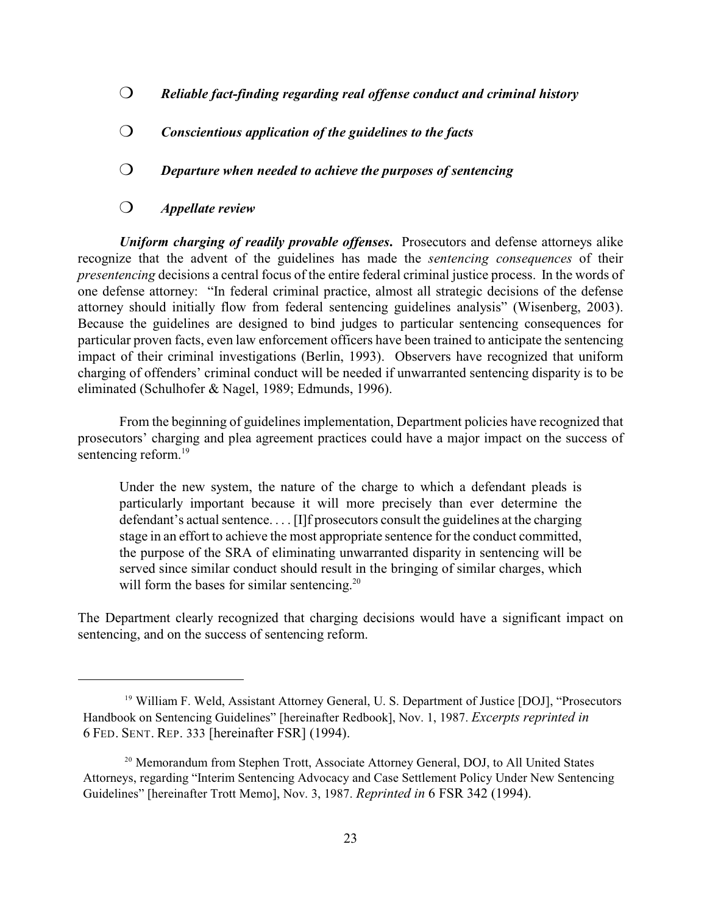- ***Reliable fact-finding regarding real offense conduct and criminal history***
- ***Conscientious application of the guidelines to the facts***
- ***Departure when needed to achieve the purposes of sentencing***
- ***Appellate review***

***Uniform charging of readily provable offenses.*** Prosecutors and defense attorneys alike recognize that the advent of the guidelines has made the *sentencing consequences* of their *presentencing* decisions a central focus of the entire federal criminal justice process. In the words of one defense attorney: "In federal criminal practice, almost all strategic decisions of the defense attorney should initially flow from federal sentencing guidelines analysis" (Wisenberg, 2003). Because the guidelines are designed to bind judges to particular sentencing consequences for particular proven facts, even law enforcement officers have been trained to anticipate the sentencing impact of their criminal investigations (Berlin, 1993). Observers have recognized that uniform charging of offenders' criminal conduct will be needed if unwarranted sentencing disparity is to be eliminated (Schulhofer & Nagel, 1989; Edmunds, 1996).

From the beginning of guidelines implementation, Department policies have recognized that prosecutors' charging and plea agreement practices could have a major impact on the success of sentencing reform.[19]

> Under the new system, the nature of the charge to which a defendant pleads is particularly important because it will more precisely than ever determine the defendant's actual sentence. . . . [I]f prosecutors consult the guidelines at the charging stage in an effort to achieve the most appropriate sentence for the conduct committed, the purpose of the SRA of eliminating unwarranted disparity in sentencing will be served since similar conduct should result in the bringing of similar charges, which will form the bases for similar sentencing.[20]

The Department clearly recognized that charging decisions would have a significant impact on sentencing, and on the success of sentencing reform.

---

[19] William F. Weld, Assistant Attorney General, U. S. Department of Justice [DOJ], "Prosecutors Handbook on Sentencing Guidelines" [hereinafter Redbook], Nov. 1, 1987. *Excerpts reprinted in* 6 FED. SENT. REP. 333 [hereinafter FSR] (1994).

[20] Memorandum from Stephen Trott, Associate Attorney General, DOJ, to All United States Attorneys, regarding "Interim Sentencing Advocacy and Case Settlement Policy Under New Sentencing Guidelines" [hereinafter Trott Memo], Nov. 3, 1987. *Reprinted in* 6 FSR 342 (1994).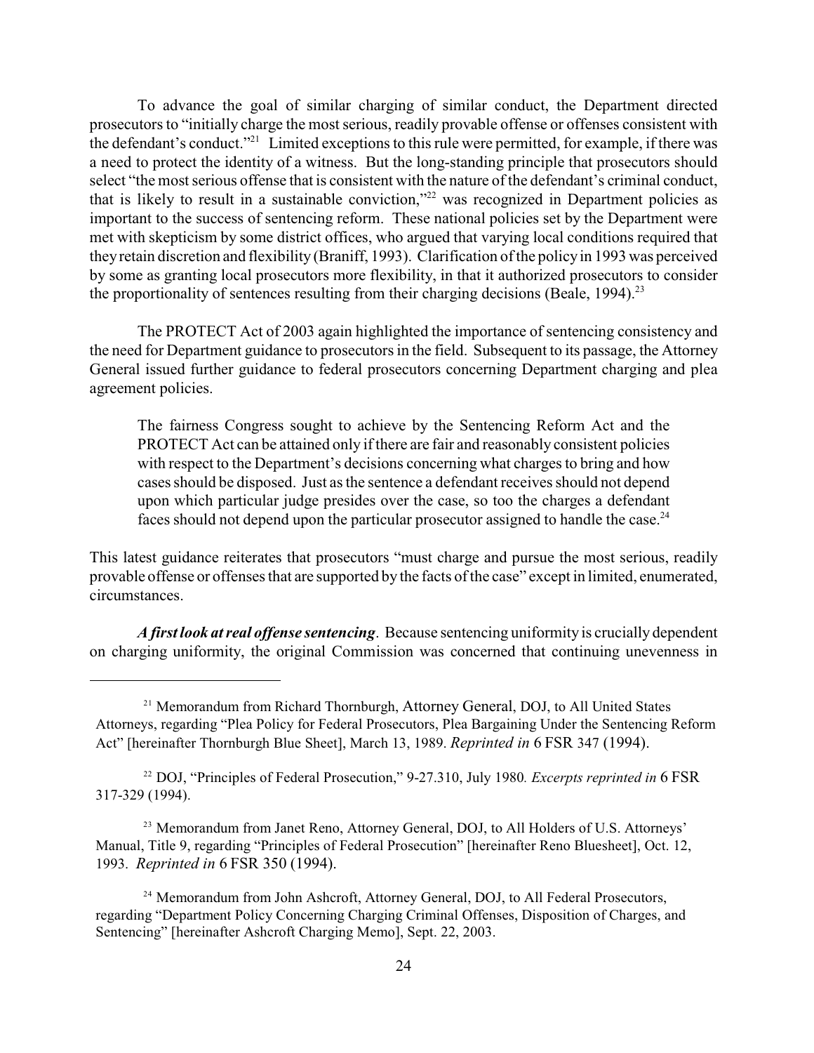To advance the goal of similar charging of similar conduct, the Department directed prosecutors to "initially charge the most serious, readily provable offense or offenses consistent with the defendant's conduct."[21] Limited exceptions to this rule were permitted, for example, if there was a need to protect the identity of a witness. But the long-standing principle that prosecutors should select "the most serious offense that is consistent with the nature of the defendant's criminal conduct, that is likely to result in a sustainable conviction,"[22] was recognized in Department policies as important to the success of sentencing reform. These national policies set by the Department were met with skepticism by some district offices, who argued that varying local conditions required that they retain discretion and flexibility (Braniff, 1993). Clarification of the policy in 1993 was perceived by some as granting local prosecutors more flexibility, in that it authorized prosecutors to consider the proportionality of sentences resulting from their charging decisions (Beale, 1994).[23]

The PROTECT Act of 2003 again highlighted the importance of sentencing consistency and the need for Department guidance to prosecutors in the field. Subsequent to its passage, the Attorney General issued further guidance to federal prosecutors concerning Department charging and plea agreement policies.

> The fairness Congress sought to achieve by the Sentencing Reform Act and the PROTECT Act can be attained only if there are fair and reasonably consistent policies with respect to the Department's decisions concerning what charges to bring and how cases should be disposed. Just as the sentence a defendant receives should not depend upon which particular judge presides over the case, so too the charges a defendant faces should not depend upon the particular prosecutor assigned to handle the case.[24]

This latest guidance reiterates that prosecutors "must charge and pursue the most serious, readily provable offense or offenses that are supported by the facts of the case" except in limited, enumerated, circumstances.

***A first look at real offense sentencing***. Because sentencing uniformity is crucially dependent on charging uniformity, the original Commission was concerned that continuing unevenness in

---

[21] Memorandum from Richard Thornburgh, Attorney General, DOJ, to All United States Attorneys, regarding "Plea Policy for Federal Prosecutors, Plea Bargaining Under the Sentencing Reform Act" [hereinafter Thornburgh Blue Sheet], March 13, 1989. *Reprinted in* 6 FSR 347 (1994).

[22] DOJ, "Principles of Federal Prosecution," 9-27.310, July 1980. *Excerpts reprinted in* 6 FSR 317-329 (1994).

[23] Memorandum from Janet Reno, Attorney General, DOJ, to All Holders of U.S. Attorneys' Manual, Title 9, regarding "Principles of Federal Prosecution" [hereinafter Reno Bluesheet], Oct. 12, 1993. *Reprinted in* 6 FSR 350 (1994).

[24] Memorandum from John Ashcroft, Attorney General, DOJ, to All Federal Prosecutors, regarding "Department Policy Concerning Charging Criminal Offenses, Disposition of Charges, and Sentencing" [hereinafter Ashcroft Charging Memo], Sept. 22, 2003.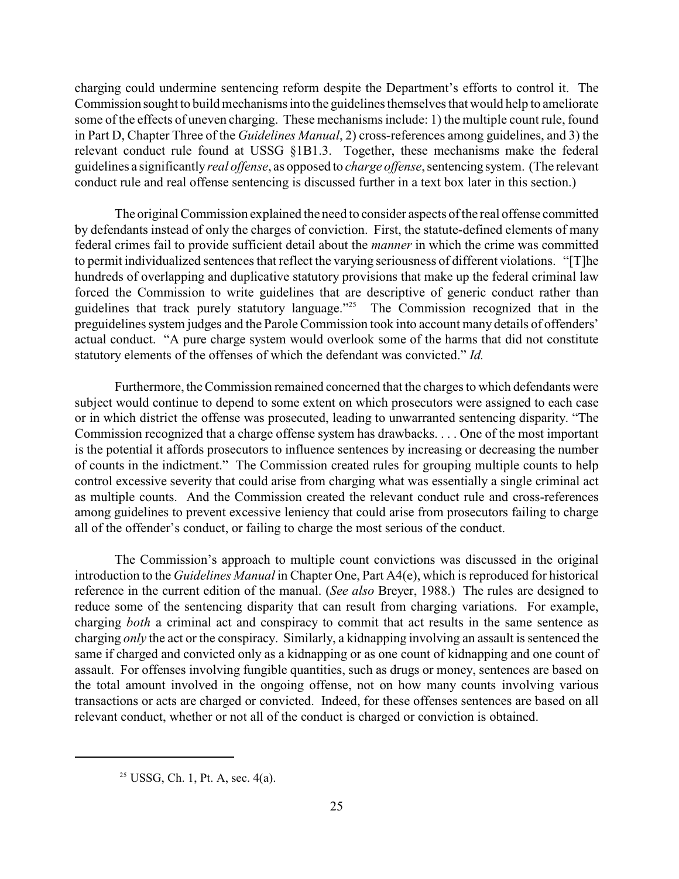charging could undermine sentencing reform despite the Department's efforts to control it. The Commission sought to build mechanisms into the guidelines themselves that would help to ameliorate some of the effects of uneven charging. These mechanisms include: 1) the multiple count rule, found in Part D, Chapter Three of the *Guidelines Manual*, 2) cross-references among guidelines, and 3) the relevant conduct rule found at USSG §1B1.3. Together, these mechanisms make the federal guidelines a significantly *real offense*, as opposed to *charge offense*, sentencing system. (The relevant conduct rule and real offense sentencing is discussed further in a text box later in this section.)

The original Commission explained the need to consider aspects of the real offense committed by defendants instead of only the charges of conviction. First, the statute-defined elements of many federal crimes fail to provide sufficient detail about the *manner* in which the crime was committed to permit individualized sentences that reflect the varying seriousness of different violations. "[T]he hundreds of overlapping and duplicative statutory provisions that make up the federal criminal law forced the Commission to write guidelines that are descriptive of generic conduct rather than guidelines that track purely statutory language."[25] The Commission recognized that in the preguidelines system judges and the Parole Commission took into account many details of offenders' actual conduct. "A pure charge system would overlook some of the harms that did not constitute statutory elements of the offenses of which the defendant was convicted." *Id.*

Furthermore, the Commission remained concerned that the charges to which defendants were subject would continue to depend to some extent on which prosecutors were assigned to each case or in which district the offense was prosecuted, leading to unwarranted sentencing disparity. "The Commission recognized that a charge offense system has drawbacks. . . . One of the most important is the potential it affords prosecutors to influence sentences by increasing or decreasing the number of counts in the indictment." The Commission created rules for grouping multiple counts to help control excessive severity that could arise from charging what was essentially a single criminal act as multiple counts. And the Commission created the relevant conduct rule and cross-references among guidelines to prevent excessive leniency that could arise from prosecutors failing to charge all of the offender's conduct, or failing to charge the most serious of the conduct.

The Commission's approach to multiple count convictions was discussed in the original introduction to the *Guidelines Manual* in Chapter One, Part A4(e), which is reproduced for historical reference in the current edition of the manual. (*See also* Breyer, 1988.) The rules are designed to reduce some of the sentencing disparity that can result from charging variations. For example, charging *both* a criminal act and conspiracy to commit that act results in the same sentence as charging *only* the act or the conspiracy. Similarly, a kidnapping involving an assault is sentenced the same if charged and convicted only as a kidnapping or as one count of kidnapping and one count of assault. For offenses involving fungible quantities, such as drugs or money, sentences are based on the total amount involved in the ongoing offense, not on how many counts involving various transactions or acts are charged or convicted. Indeed, for these offenses sentences are based on all relevant conduct, whether or not all of the conduct is charged or conviction is obtained.

---

[25] USSG, Ch. 1, Pt. A, sec. 4(a).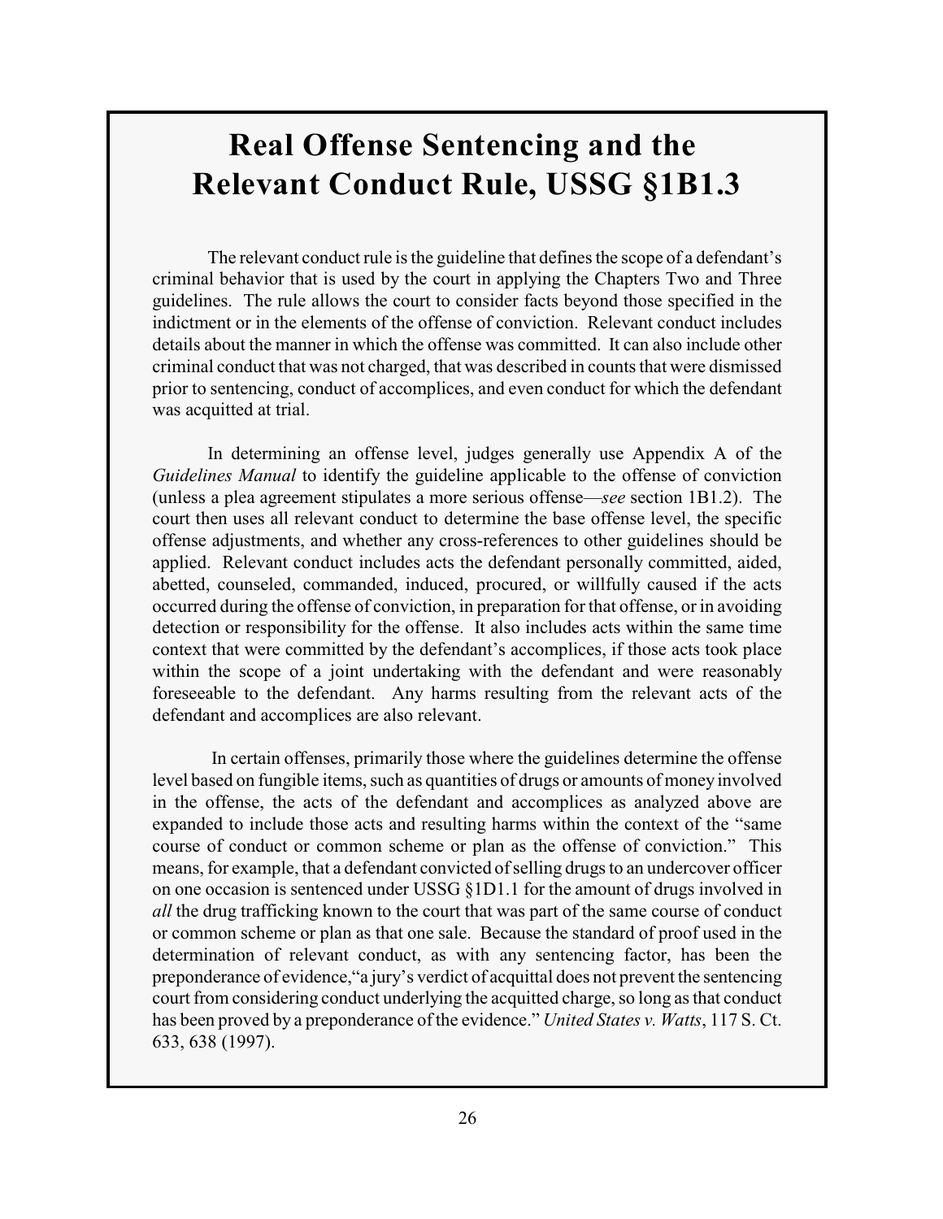# Real Offense Sentencing and the Relevant Conduct Rule, USSG §1B1.3

The relevant conduct rule is the guideline that defines the scope of a defendant's criminal behavior that is used by the court in applying the Chapters Two and Three guidelines. The rule allows the court to consider facts beyond those specified in the indictment or in the elements of the offense of conviction. Relevant conduct includes details about the manner in which the offense was committed. It can also include other criminal conduct that was not charged, that was described in counts that were dismissed prior to sentencing, conduct of accomplices, and even conduct for which the defendant was acquitted at trial.

In determining an offense level, judges generally use Appendix A of the *Guidelines Manual* to identify the guideline applicable to the offense of conviction (unless a plea agreement stipulates a more serious offense—*see* section 1B1.2). The court then uses all relevant conduct to determine the base offense level, the specific offense adjustments, and whether any cross-references to other guidelines should be applied. Relevant conduct includes acts the defendant personally committed, aided, abetted, counseled, commanded, induced, procured, or willfully caused if the acts occurred during the offense of conviction, in preparation for that offense, or in avoiding detection or responsibility for the offense. It also includes acts within the same time context that were committed by the defendant's accomplices, if those acts took place within the scope of a joint undertaking with the defendant and were reasonably foreseeable to the defendant. Any harms resulting from the relevant acts of the defendant and accomplices are also relevant.

In certain offenses, primarily those where the guidelines determine the offense level based on fungible items, such as quantities of drugs or amounts of money involved in the offense, the acts of the defendant and accomplices as analyzed above are expanded to include those acts and resulting harms within the context of the "same course of conduct or common scheme or plan as the offense of conviction." This means, for example, that a defendant convicted of selling drugs to an undercover officer on one occasion is sentenced under USSG §1D1.1 for the amount of drugs involved in *all* the drug trafficking known to the court that was part of the same course of conduct or common scheme or plan as that one sale. Because the standard of proof used in the determination of relevant conduct, as with any sentencing factor, has been the preponderance of evidence,"a jury's verdict of acquittal does not prevent the sentencing court from considering conduct underlying the acquitted charge, so long as that conduct has been proved by a preponderance of the evidence." *United States v. Watts*, 117 S. Ct. 633, 638 (1997).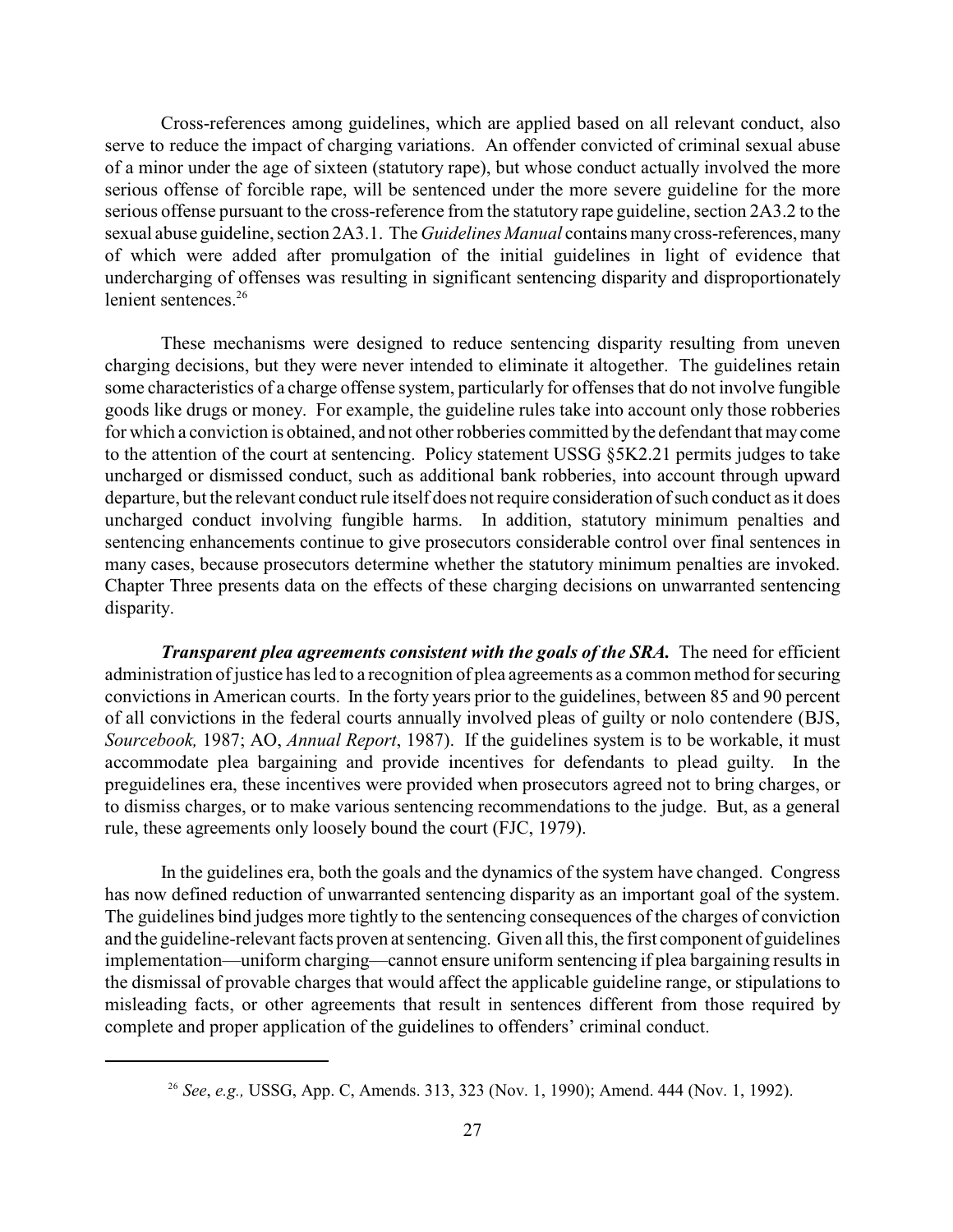Cross-references among guidelines, which are applied based on all relevant conduct, also serve to reduce the impact of charging variations. An offender convicted of criminal sexual abuse of a minor under the age of sixteen (statutory rape), but whose conduct actually involved the more serious offense of forcible rape, will be sentenced under the more severe guideline for the more serious offense pursuant to the cross-reference from the statutory rape guideline, section 2A3.2 to the sexual abuse guideline, section 2A3.1. The *Guidelines Manual* contains many cross-references, many of which were added after promulgation of the initial guidelines in light of evidence that undercharging of offenses was resulting in significant sentencing disparity and disproportionately lenient sentences.[26]

These mechanisms were designed to reduce sentencing disparity resulting from uneven charging decisions, but they were never intended to eliminate it altogether. The guidelines retain some characteristics of a charge offense system, particularly for offenses that do not involve fungible goods like drugs or money. For example, the guideline rules take into account only those robberies for which a conviction is obtained, and not other robberies committed by the defendant that may come to the attention of the court at sentencing. Policy statement USSG §5K2.21 permits judges to take uncharged or dismissed conduct, such as additional bank robberies, into account through upward departure, but the relevant conduct rule itself does not require consideration of such conduct as it does uncharged conduct involving fungible harms. In addition, statutory minimum penalties and sentencing enhancements continue to give prosecutors considerable control over final sentences in many cases, because prosecutors determine whether the statutory minimum penalties are invoked. Chapter Three presents data on the effects of these charging decisions on unwarranted sentencing disparity.

***Transparent plea agreements consistent with the goals of the SRA.*** The need for efficient administration of justice has led to a recognition of plea agreements as a common method for securing convictions in American courts. In the forty years prior to the guidelines, between 85 and 90 percent of all convictions in the federal courts annually involved pleas of guilty or nolo contendere (BJS, *Sourcebook,* 1987; AO, *Annual Report*, 1987). If the guidelines system is to be workable, it must accommodate plea bargaining and provide incentives for defendants to plead guilty. In the preguidelines era, these incentives were provided when prosecutors agreed not to bring charges, or to dismiss charges, or to make various sentencing recommendations to the judge. But, as a general rule, these agreements only loosely bound the court (FJC, 1979).

In the guidelines era, both the goals and the dynamics of the system have changed. Congress has now defined reduction of unwarranted sentencing disparity as an important goal of the system. The guidelines bind judges more tightly to the sentencing consequences of the charges of conviction and the guideline-relevant facts proven at sentencing. Given all this, the first component of guidelines implementation—uniform charging—cannot ensure uniform sentencing if plea bargaining results in the dismissal of provable charges that would affect the applicable guideline range, or stipulations to misleading facts, or other agreements that result in sentences different from those required by complete and proper application of the guidelines to offenders' criminal conduct.

---

[26] *See*, *e.g.,* USSG, App. C, Amends. 313, 323 (Nov. 1, 1990); Amend. 444 (Nov. 1, 1992).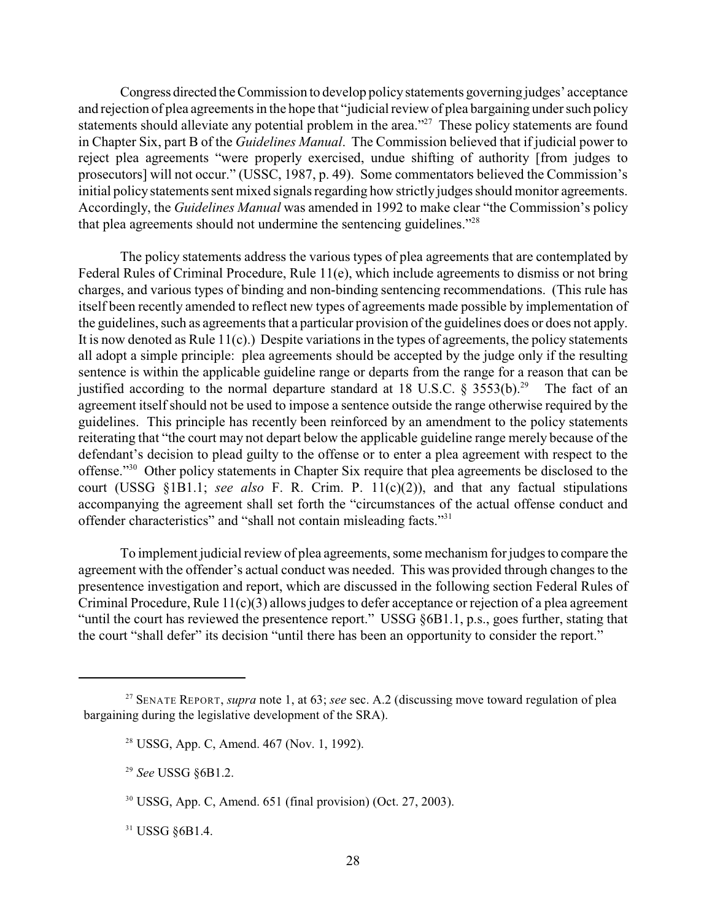Congress directed the Commission to develop policy statements governing judges' acceptance and rejection of plea agreements in the hope that "judicial review of plea bargaining under such policy statements should alleviate any potential problem in the area."[27] These policy statements are found in Chapter Six, part B of the *Guidelines Manual*. The Commission believed that if judicial power to reject plea agreements "were properly exercised, undue shifting of authority [from judges to prosecutors] will not occur." (USSC, 1987, p. 49). Some commentators believed the Commission's initial policy statements sent mixed signals regarding how strictly judges should monitor agreements. Accordingly, the *Guidelines Manual* was amended in 1992 to make clear "the Commission's policy that plea agreements should not undermine the sentencing guidelines."[28]

The policy statements address the various types of plea agreements that are contemplated by Federal Rules of Criminal Procedure, Rule 11(e), which include agreements to dismiss or not bring charges, and various types of binding and non-binding sentencing recommendations. (This rule has itself been recently amended to reflect new types of agreements made possible by implementation of the guidelines, such as agreements that a particular provision of the guidelines does or does not apply. It is now denoted as Rule 11(c).) Despite variations in the types of agreements, the policy statements all adopt a simple principle: plea agreements should be accepted by the judge only if the resulting sentence is within the applicable guideline range or departs from the range for a reason that can be justified according to the normal departure standard at 18 U.S.C. § 3553(b).[29] The fact of an agreement itself should not be used to impose a sentence outside the range otherwise required by the guidelines. This principle has recently been reinforced by an amendment to the policy statements reiterating that "the court may not depart below the applicable guideline range merely because of the defendant's decision to plead guilty to the offense or to enter a plea agreement with respect to the offense."[30] Other policy statements in Chapter Six require that plea agreements be disclosed to the court (USSG §1B1.1; *see also* F. R. Crim. P. 11(c)(2)), and that any factual stipulations accompanying the agreement shall set forth the "circumstances of the actual offense conduct and offender characteristics" and "shall not contain misleading facts."[31]

To implement judicial review of plea agreements, some mechanism for judges to compare the agreement with the offender's actual conduct was needed. This was provided through changes to the presentence investigation and report, which are discussed in the following section Federal Rules of Criminal Procedure, Rule 11(c)(3) allows judges to defer acceptance or rejection of a plea agreement "until the court has reviewed the presentence report." USSG §6B1.1, p.s., goes further, stating that the court "shall defer" its decision "until there has been an opportunity to consider the report."

---

[27] SENATE REPORT, *supra* note 1, at 63; *see* sec. A.2 (discussing move toward regulation of plea bargaining during the legislative development of the SRA).

[28] USSG, App. C, Amend. 467 (Nov. 1, 1992).

[29] *See* USSG §6B1.2.

[30] USSG, App. C, Amend. 651 (final provision) (Oct. 27, 2003).

[31] USSG §6B1.4.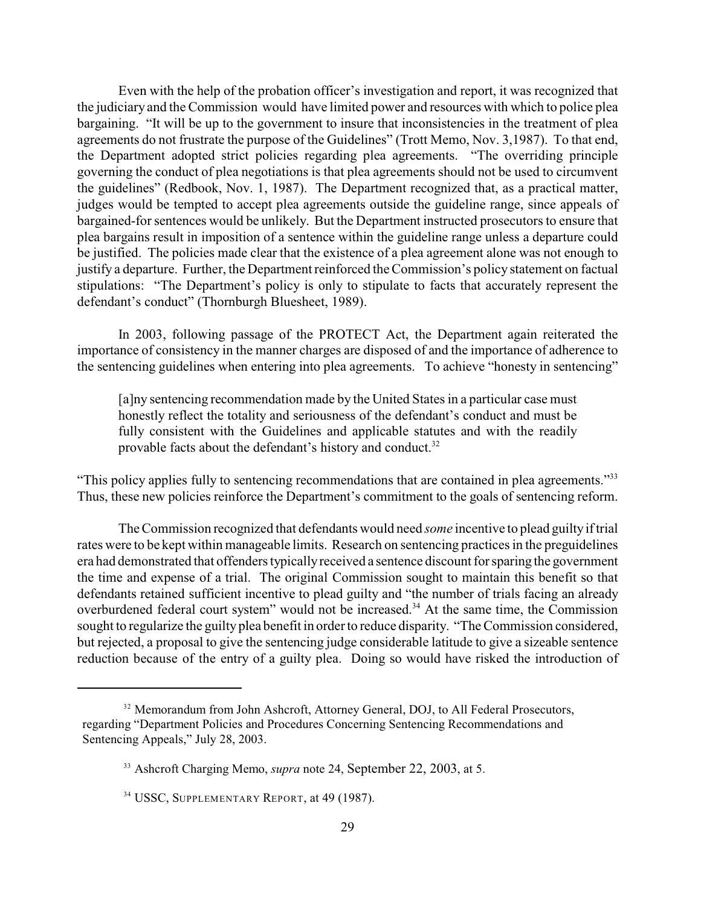Even with the help of the probation officer's investigation and report, it was recognized that the judiciary and the Commission would have limited power and resources with which to police plea bargaining. "It will be up to the government to insure that inconsistencies in the treatment of plea agreements do not frustrate the purpose of the Guidelines" (Trott Memo, Nov. 3,1987). To that end, the Department adopted strict policies regarding plea agreements. "The overriding principle governing the conduct of plea negotiations is that plea agreements should not be used to circumvent the guidelines" (Redbook, Nov. 1, 1987). The Department recognized that, as a practical matter, judges would be tempted to accept plea agreements outside the guideline range, since appeals of bargained-for sentences would be unlikely. But the Department instructed prosecutors to ensure that plea bargains result in imposition of a sentence within the guideline range unless a departure could be justified. The policies made clear that the existence of a plea agreement alone was not enough to justify a departure. Further, the Department reinforced the Commission's policy statement on factual stipulations: "The Department's policy is only to stipulate to facts that accurately represent the defendant's conduct" (Thornburgh Bluesheet, 1989).

In 2003, following passage of the PROTECT Act, the Department again reiterated the importance of consistency in the manner charges are disposed of and the importance of adherence to the sentencing guidelines when entering into plea agreements. To achieve "honesty in sentencing"

> [a]ny sentencing recommendation made by the United States in a particular case must honestly reflect the totality and seriousness of the defendant's conduct and must be fully consistent with the Guidelines and applicable statutes and with the readily provable facts about the defendant's history and conduct.[32]

"This policy applies fully to sentencing recommendations that are contained in plea agreements."[33] Thus, these new policies reinforce the Department's commitment to the goals of sentencing reform.

The Commission recognized that defendants would need *some* incentive to plead guilty if trial rates were to be kept within manageable limits. Research on sentencing practices in the preguidelines era had demonstrated that offenders typically received a sentence discount for sparing the government the time and expense of a trial. The original Commission sought to maintain this benefit so that defendants retained sufficient incentive to plead guilty and "the number of trials facing an already overburdened federal court system" would not be increased.[34] At the same time, the Commission sought to regularize the guilty plea benefit in order to reduce disparity. "The Commission considered, but rejected, a proposal to give the sentencing judge considerable latitude to give a sizeable sentence reduction because of the entry of a guilty plea. Doing so would have risked the introduction of

---

[32] Memorandum from John Ashcroft, Attorney General, DOJ, to All Federal Prosecutors, regarding "Department Policies and Procedures Concerning Sentencing Recommendations and Sentencing Appeals," July 28, 2003.

[33] Ashcroft Charging Memo, *supra* note 24, September 22, 2003, at 5.

[34] USSC, SUPPLEMENTARY REPORT, at 49 (1987).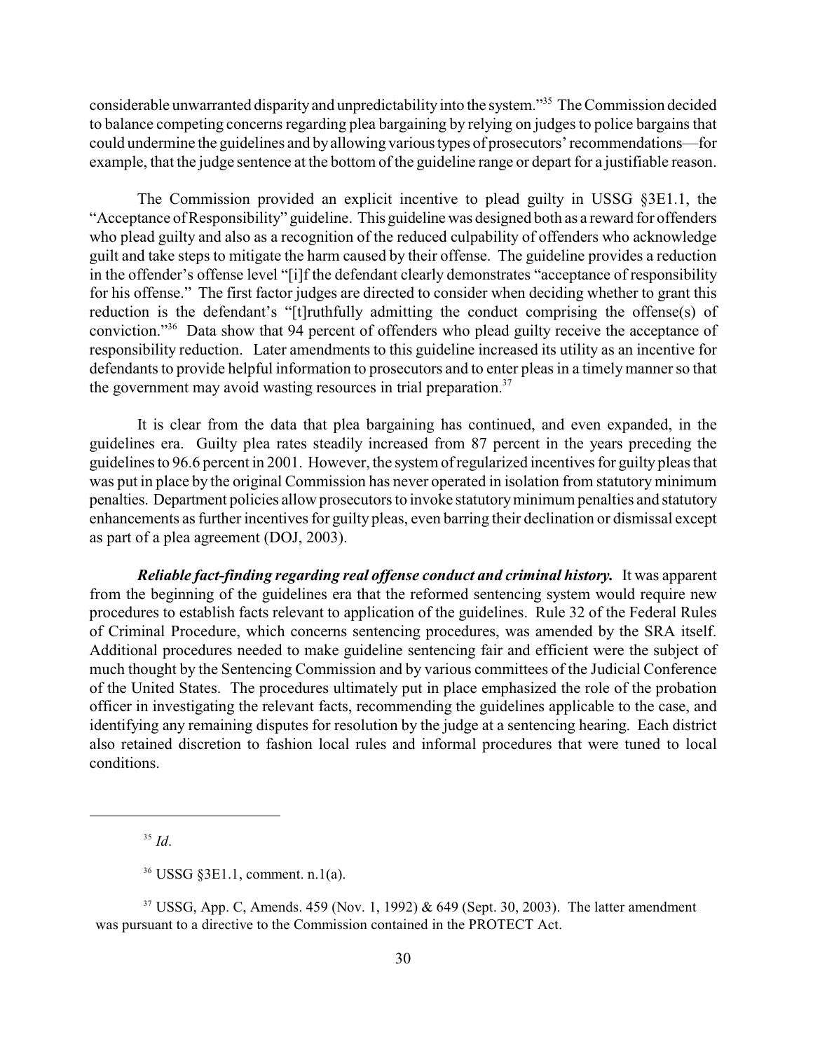considerable unwarranted disparity and unpredictability into the system."[35] The Commission decided to balance competing concerns regarding plea bargaining by relying on judges to police bargains that could undermine the guidelines and by allowing various types of prosecutors' recommendations—for example, that the judge sentence at the bottom of the guideline range or depart for a justifiable reason.

The Commission provided an explicit incentive to plead guilty in USSG §3E1.1, the "Acceptance of Responsibility" guideline. This guideline was designed both as a reward for offenders who plead guilty and also as a recognition of the reduced culpability of offenders who acknowledge guilt and take steps to mitigate the harm caused by their offense. The guideline provides a reduction in the offender's offense level "[i]f the defendant clearly demonstrates "acceptance of responsibility for his offense." The first factor judges are directed to consider when deciding whether to grant this reduction is the defendant's "[t]ruthfully admitting the conduct comprising the offense(s) of conviction."[36] Data show that 94 percent of offenders who plead guilty receive the acceptance of responsibility reduction. Later amendments to this guideline increased its utility as an incentive for defendants to provide helpful information to prosecutors and to enter pleas in a timely manner so that the government may avoid wasting resources in trial preparation.[37]

It is clear from the data that plea bargaining has continued, and even expanded, in the guidelines era. Guilty plea rates steadily increased from 87 percent in the years preceding the guidelines to 96.6 percent in 2001. However, the system of regularized incentives for guilty pleas that was put in place by the original Commission has never operated in isolation from statutory minimum penalties. Department policies allow prosecutors to invoke statutory minimum penalties and statutory enhancements as further incentives for guilty pleas, even barring their declination or dismissal except as part of a plea agreement (DOJ, 2003).

***Reliable fact-finding regarding real offense conduct and criminal history.*** It was apparent from the beginning of the guidelines era that the reformed sentencing system would require new procedures to establish facts relevant to application of the guidelines. Rule 32 of the Federal Rules of Criminal Procedure, which concerns sentencing procedures, was amended by the SRA itself. Additional procedures needed to make guideline sentencing fair and efficient were the subject of much thought by the Sentencing Commission and by various committees of the Judicial Conference of the United States. The procedures ultimately put in place emphasized the role of the probation officer in investigating the relevant facts, recommending the guidelines applicable to the case, and identifying any remaining disputes for resolution by the judge at a sentencing hearing. Each district also retained discretion to fashion local rules and informal procedures that were tuned to local conditions.

---

[35] *Id*.

[36] USSG §3E1.1, comment. n.1(a).

[37] USSG, App. C, Amends. 459 (Nov. 1, 1992) & 649 (Sept. 30, 2003). The latter amendment was pursuant to a directive to the Commission contained in the PROTECT Act.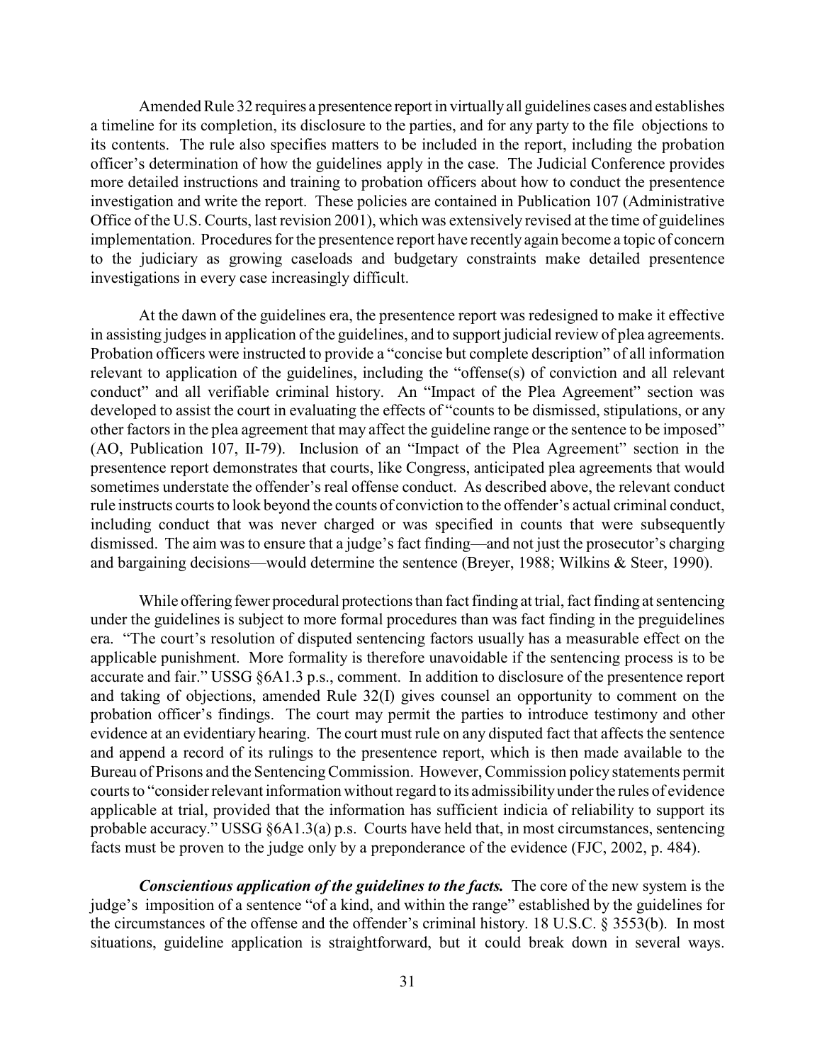Amended Rule 32 requires a presentence report in virtually all guidelines cases and establishes a timeline for its completion, its disclosure to the parties, and for any party to the file objections to its contents. The rule also specifies matters to be included in the report, including the probation officer's determination of how the guidelines apply in the case. The Judicial Conference provides more detailed instructions and training to probation officers about how to conduct the presentence investigation and write the report. These policies are contained in Publication 107 (Administrative Office of the U.S. Courts, last revision 2001), which was extensively revised at the time of guidelines implementation. Procedures for the presentence report have recently again become a topic of concern to the judiciary as growing caseloads and budgetary constraints make detailed presentence investigations in every case increasingly difficult.

At the dawn of the guidelines era, the presentence report was redesigned to make it effective in assisting judges in application of the guidelines, and to support judicial review of plea agreements. Probation officers were instructed to provide a "concise but complete description" of all information relevant to application of the guidelines, including the "offense(s) of conviction and all relevant conduct" and all verifiable criminal history. An "Impact of the Plea Agreement" section was developed to assist the court in evaluating the effects of "counts to be dismissed, stipulations, or any other factors in the plea agreement that may affect the guideline range or the sentence to be imposed" (AO, Publication 107, II-79). Inclusion of an "Impact of the Plea Agreement" section in the presentence report demonstrates that courts, like Congress, anticipated plea agreements that would sometimes understate the offender's real offense conduct. As described above, the relevant conduct rule instructs courts to look beyond the counts of conviction to the offender's actual criminal conduct, including conduct that was never charged or was specified in counts that were subsequently dismissed. The aim was to ensure that a judge's fact finding—and not just the prosecutor's charging and bargaining decisions—would determine the sentence (Breyer, 1988; Wilkins & Steer, 1990).

While offering fewer procedural protections than fact finding at trial, fact finding at sentencing under the guidelines is subject to more formal procedures than was fact finding in the preguidelines era. "The court's resolution of disputed sentencing factors usually has a measurable effect on the applicable punishment. More formality is therefore unavoidable if the sentencing process is to be accurate and fair." USSG §6A1.3 p.s., comment. In addition to disclosure of the presentence report and taking of objections, amended Rule 32(I) gives counsel an opportunity to comment on the probation officer's findings. The court may permit the parties to introduce testimony and other evidence at an evidentiary hearing. The court must rule on any disputed fact that affects the sentence and append a record of its rulings to the presentence report, which is then made available to the Bureau of Prisons and the Sentencing Commission. However, Commission policy statements permit courts to "consider relevant information without regard to its admissibility under the rules of evidence applicable at trial, provided that the information has sufficient indicia of reliability to support its probable accuracy." USSG §6A1.3(a) p.s. Courts have held that, in most circumstances, sentencing facts must be proven to the judge only by a preponderance of the evidence (FJC, 2002, p. 484).

***Conscientious application of the guidelines to the facts.*** The core of the new system is the judge's imposition of a sentence "of a kind, and within the range" established by the guidelines for the circumstances of the offense and the offender's criminal history. 18 U.S.C. § 3553(b). In most situations, guideline application is straightforward, but it could break down in several ways.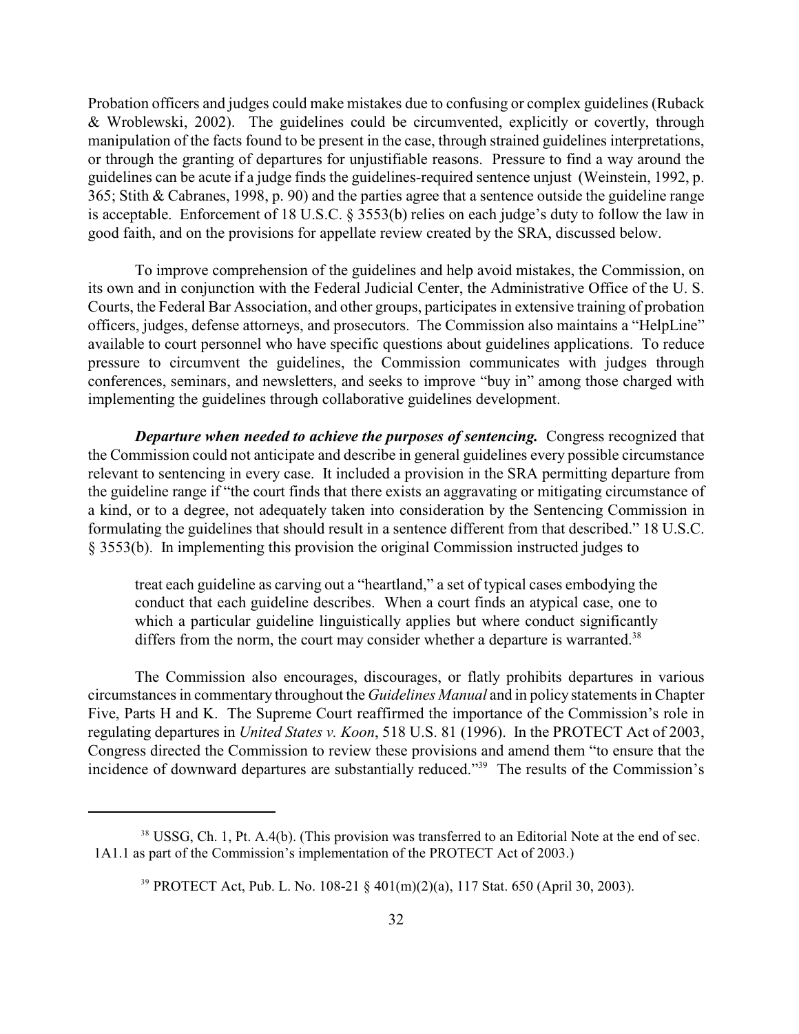Probation officers and judges could make mistakes due to confusing or complex guidelines (Ruback & Wroblewski, 2002). The guidelines could be circumvented, explicitly or covertly, through manipulation of the facts found to be present in the case, through strained guidelines interpretations, or through the granting of departures for unjustifiable reasons. Pressure to find a way around the guidelines can be acute if a judge finds the guidelines-required sentence unjust (Weinstein, 1992, p. 365; Stith & Cabranes, 1998, p. 90) and the parties agree that a sentence outside the guideline range is acceptable. Enforcement of 18 U.S.C. § 3553(b) relies on each judge's duty to follow the law in good faith, and on the provisions for appellate review created by the SRA, discussed below.

To improve comprehension of the guidelines and help avoid mistakes, the Commission, on its own and in conjunction with the Federal Judicial Center, the Administrative Office of the U. S. Courts, the Federal Bar Association, and other groups, participates in extensive training of probation officers, judges, defense attorneys, and prosecutors. The Commission also maintains a "HelpLine" available to court personnel who have specific questions about guidelines applications. To reduce pressure to circumvent the guidelines, the Commission communicates with judges through conferences, seminars, and newsletters, and seeks to improve "buy in" among those charged with implementing the guidelines through collaborative guidelines development.

***Departure when needed to achieve the purposes of sentencing.*** Congress recognized that the Commission could not anticipate and describe in general guidelines every possible circumstance relevant to sentencing in every case. It included a provision in the SRA permitting departure from the guideline range if "the court finds that there exists an aggravating or mitigating circumstance of a kind, or to a degree, not adequately taken into consideration by the Sentencing Commission in formulating the guidelines that should result in a sentence different from that described." 18 U.S.C. § 3553(b). In implementing this provision the original Commission instructed judges to

> treat each guideline as carving out a "heartland," a set of typical cases embodying the conduct that each guideline describes. When a court finds an atypical case, one to which a particular guideline linguistically applies but where conduct significantly differs from the norm, the court may consider whether a departure is warranted.[38]

The Commission also encourages, discourages, or flatly prohibits departures in various circumstances in commentary throughout the *Guidelines Manual* and in policy statements in Chapter Five, Parts H and K. The Supreme Court reaffirmed the importance of the Commission's role in regulating departures in *United States v. Koon*, 518 U.S. 81 (1996). In the PROTECT Act of 2003, Congress directed the Commission to review these provisions and amend them "to ensure that the incidence of downward departures are substantially reduced."[39] The results of the Commission's

---

[38] USSG, Ch. 1, Pt. A.4(b). (This provision was transferred to an Editorial Note at the end of sec. 1A1.1 as part of the Commission's implementation of the PROTECT Act of 2003.)

[39] PROTECT Act, Pub. L. No. 108-21 § 401(m)(2)(a), 117 Stat. 650 (April 30, 2003).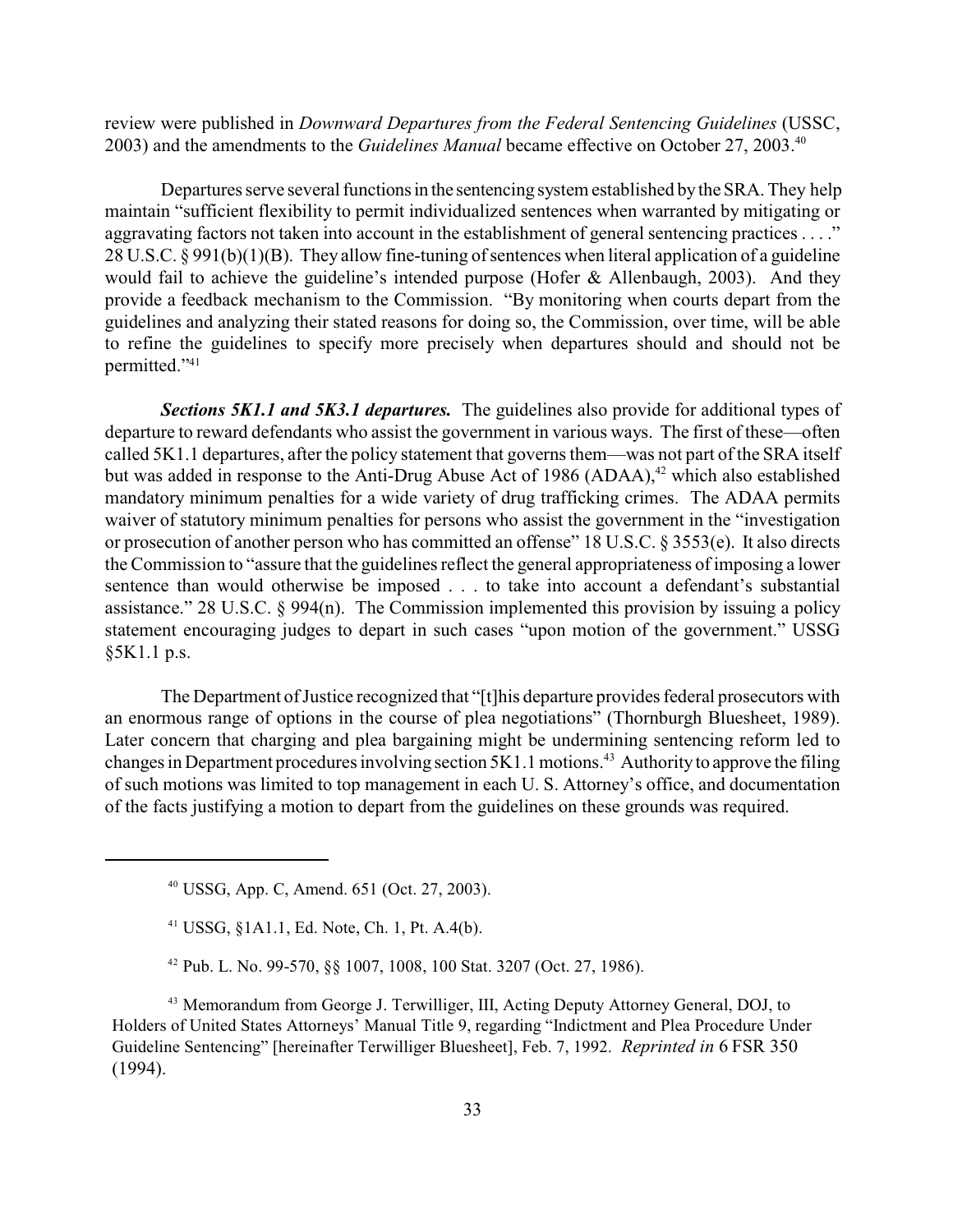review were published in *Downward Departures from the Federal Sentencing Guidelines* (USSC, 2003) and the amendments to the *Guidelines Manual* became effective on October 27, 2003.[40]

Departures serve several functions in the sentencing system established by the SRA. They help maintain "sufficient flexibility to permit individualized sentences when warranted by mitigating or aggravating factors not taken into account in the establishment of general sentencing practices . . . ." 28 U.S.C. § 991(b)(1)(B). They allow fine-tuning of sentences when literal application of a guideline would fail to achieve the guideline's intended purpose (Hofer & Allenbaugh, 2003). And they provide a feedback mechanism to the Commission. "By monitoring when courts depart from the guidelines and analyzing their stated reasons for doing so, the Commission, over time, will be able to refine the guidelines to specify more precisely when departures should and should not be permitted."[41]

***Sections 5K1.1 and 5K3.1 departures.*** The guidelines also provide for additional types of departure to reward defendants who assist the government in various ways. The first of these—often called 5K1.1 departures, after the policy statement that governs them—was not part of the SRA itself but was added in response to the Anti-Drug Abuse Act of 1986 (ADAA),[42] which also established mandatory minimum penalties for a wide variety of drug trafficking crimes. The ADAA permits waiver of statutory minimum penalties for persons who assist the government in the "investigation or prosecution of another person who has committed an offense" 18 U.S.C. § 3553(e). It also directs the Commission to "assure that the guidelines reflect the general appropriateness of imposing a lower sentence than would otherwise be imposed . . . to take into account a defendant's substantial assistance." 28 U.S.C. § 994(n). The Commission implemented this provision by issuing a policy statement encouraging judges to depart in such cases "upon motion of the government." USSG §5K1.1 p.s.

The Department of Justice recognized that "[t]his departure provides federal prosecutors with an enormous range of options in the course of plea negotiations" (Thornburgh Bluesheet, 1989). Later concern that charging and plea bargaining might be undermining sentencing reform led to changes in Department procedures involving section 5K1.1 motions.[43] Authority to approve the filing of such motions was limited to top management in each U. S. Attorney's office, and documentation of the facts justifying a motion to depart from the guidelines on these grounds was required.

---

[40] USSG, App. C, Amend. 651 (Oct. 27, 2003).

[41] USSG, §1A1.1, Ed. Note, Ch. 1, Pt. A.4(b).

[42] Pub. L. No. 99-570, §§ 1007, 1008, 100 Stat. 3207 (Oct. 27, 1986).

[43] Memorandum from George J. Terwilliger, III, Acting Deputy Attorney General, DOJ, to Holders of United States Attorneys' Manual Title 9, regarding "Indictment and Plea Procedure Under Guideline Sentencing" [hereinafter Terwilliger Bluesheet], Feb. 7, 1992. *Reprinted in* 6 FSR 350 (1994).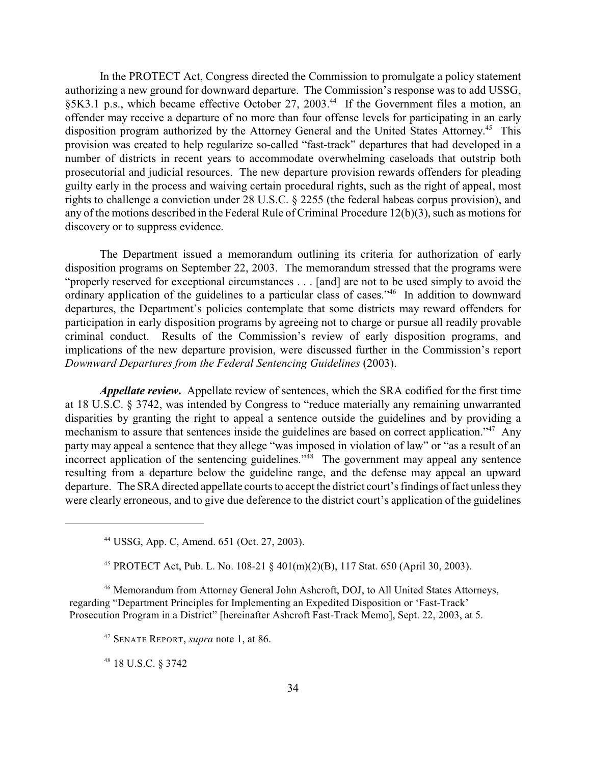In the PROTECT Act, Congress directed the Commission to promulgate a policy statement authorizing a new ground for downward departure. The Commission's response was to add USSG, §5K3.1 p.s., which became effective October 27, 2003.[44] If the Government files a motion, an offender may receive a departure of no more than four offense levels for participating in an early disposition program authorized by the Attorney General and the United States Attorney.[45] This provision was created to help regularize so-called "fast-track" departures that had developed in a number of districts in recent years to accommodate overwhelming caseloads that outstrip both prosecutorial and judicial resources. The new departure provision rewards offenders for pleading guilty early in the process and waiving certain procedural rights, such as the right of appeal, most rights to challenge a conviction under 28 U.S.C. § 2255 (the federal habeas corpus provision), and any of the motions described in the Federal Rule of Criminal Procedure 12(b)(3), such as motions for discovery or to suppress evidence.

The Department issued a memorandum outlining its criteria for authorization of early disposition programs on September 22, 2003. The memorandum stressed that the programs were "properly reserved for exceptional circumstances . . . [and] are not to be used simply to avoid the ordinary application of the guidelines to a particular class of cases."[46] In addition to downward departures, the Department's policies contemplate that some districts may reward offenders for participation in early disposition programs by agreeing not to charge or pursue all readily provable criminal conduct. Results of the Commission's review of early disposition programs, and implications of the new departure provision, were discussed further in the Commission's report *Downward Departures from the Federal Sentencing Guidelines* (2003).

***Appellate review***. Appellate review of sentences, which the SRA codified for the first time at 18 U.S.C. § 3742, was intended by Congress to "reduce materially any remaining unwarranted disparities by granting the right to appeal a sentence outside the guidelines and by providing a mechanism to assure that sentences inside the guidelines are based on correct application."[47] Any party may appeal a sentence that they allege "was imposed in violation of law" or "as a result of an incorrect application of the sentencing guidelines."[48] The government may appeal any sentence resulting from a departure below the guideline range, and the defense may appeal an upward departure. The SRA directed appellate courts to accept the district court's findings of fact unless they were clearly erroneous, and to give due deference to the district court's application of the guidelines

---

[44] USSG, App. C, Amend. 651 (Oct. 27, 2003).

[45] PROTECT Act, Pub. L. No. 108-21 § 401(m)(2)(B), 117 Stat. 650 (April 30, 2003).

[46] Memorandum from Attorney General John Ashcroft, DOJ, to All United States Attorneys, regarding "Department Principles for Implementing an Expedited Disposition or 'Fast-Track' Prosecution Program in a District" [hereinafter Ashcroft Fast-Track Memo], Sept. 22, 2003, at 5.

[47] SENATE REPORT, *supra* note 1, at 86.

[48] 18 U.S.C. § 3742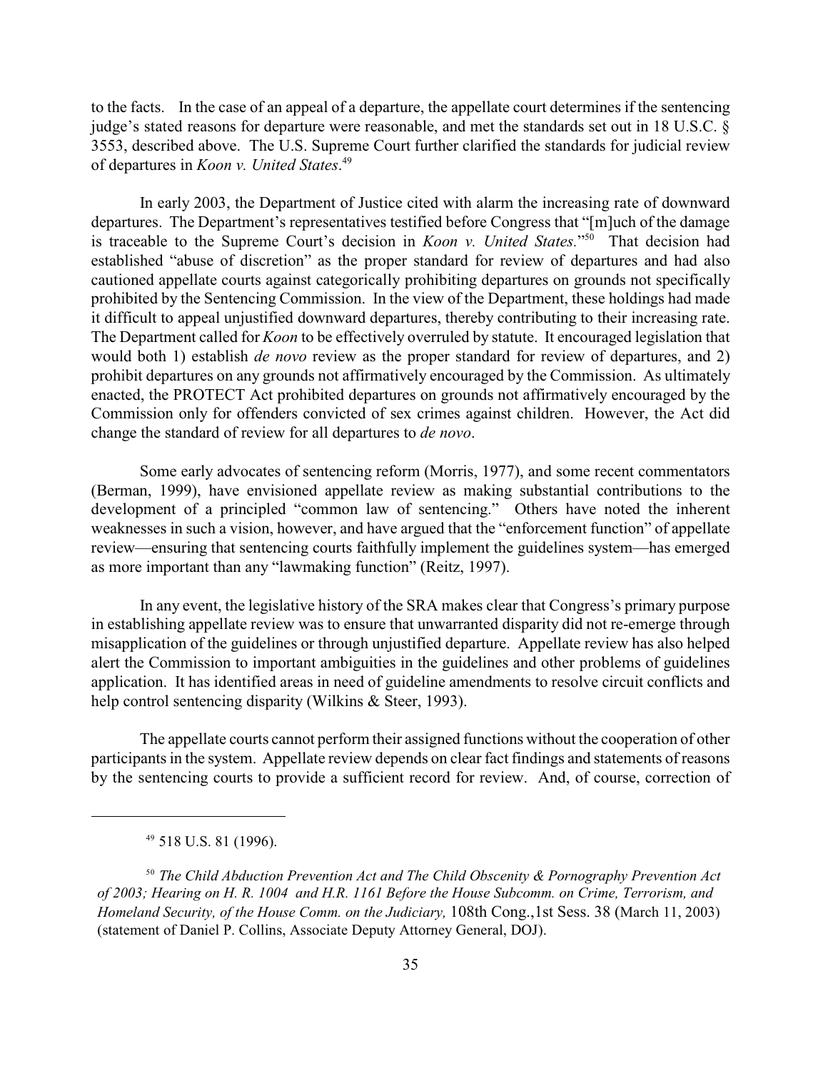to the facts. In the case of an appeal of a departure, the appellate court determines if the sentencing judge's stated reasons for departure were reasonable, and met the standards set out in 18 U.S.C. § 3553, described above. The U.S. Supreme Court further clarified the standards for judicial review of departures in *Koon v. United States*.[49]

In early 2003, the Department of Justice cited with alarm the increasing rate of downward departures. The Department's representatives testified before Congress that "[m]uch of the damage is traceable to the Supreme Court's decision in *Koon v. United States.*"[50] That decision had established "abuse of discretion" as the proper standard for review of departures and had also cautioned appellate courts against categorically prohibiting departures on grounds not specifically prohibited by the Sentencing Commission. In the view of the Department, these holdings had made it difficult to appeal unjustified downward departures, thereby contributing to their increasing rate. The Department called for *Koon* to be effectively overruled by statute. It encouraged legislation that would both 1) establish *de novo* review as the proper standard for review of departures, and 2) prohibit departures on any grounds not affirmatively encouraged by the Commission. As ultimately enacted, the PROTECT Act prohibited departures on grounds not affirmatively encouraged by the Commission only for offenders convicted of sex crimes against children. However, the Act did change the standard of review for all departures to *de novo*.

Some early advocates of sentencing reform (Morris, 1977), and some recent commentators (Berman, 1999), have envisioned appellate review as making substantial contributions to the development of a principled "common law of sentencing." Others have noted the inherent weaknesses in such a vision, however, and have argued that the "enforcement function" of appellate review—ensuring that sentencing courts faithfully implement the guidelines system—has emerged as more important than any "lawmaking function" (Reitz, 1997).

In any event, the legislative history of the SRA makes clear that Congress's primary purpose in establishing appellate review was to ensure that unwarranted disparity did not re-emerge through misapplication of the guidelines or through unjustified departure. Appellate review has also helped alert the Commission to important ambiguities in the guidelines and other problems of guidelines application. It has identified areas in need of guideline amendments to resolve circuit conflicts and help control sentencing disparity (Wilkins & Steer, 1993).

The appellate courts cannot perform their assigned functions without the cooperation of other participants in the system. Appellate review depends on clear fact findings and statements of reasons by the sentencing courts to provide a sufficient record for review. And, of course, correction of

---

[49] 518 U.S. 81 (1996).

[50] *The Child Abduction Prevention Act and The Child Obscenity & Pornography Prevention Act of 2003; Hearing on H. R. 1004 and H.R. 1161 Before the House Subcomm. on Crime, Terrorism, and Homeland Security, of the House Comm. on the Judiciary,* 108th Cong.,1st Sess. 38 (March 11, 2003) (statement of Daniel P. Collins, Associate Deputy Attorney General, DOJ).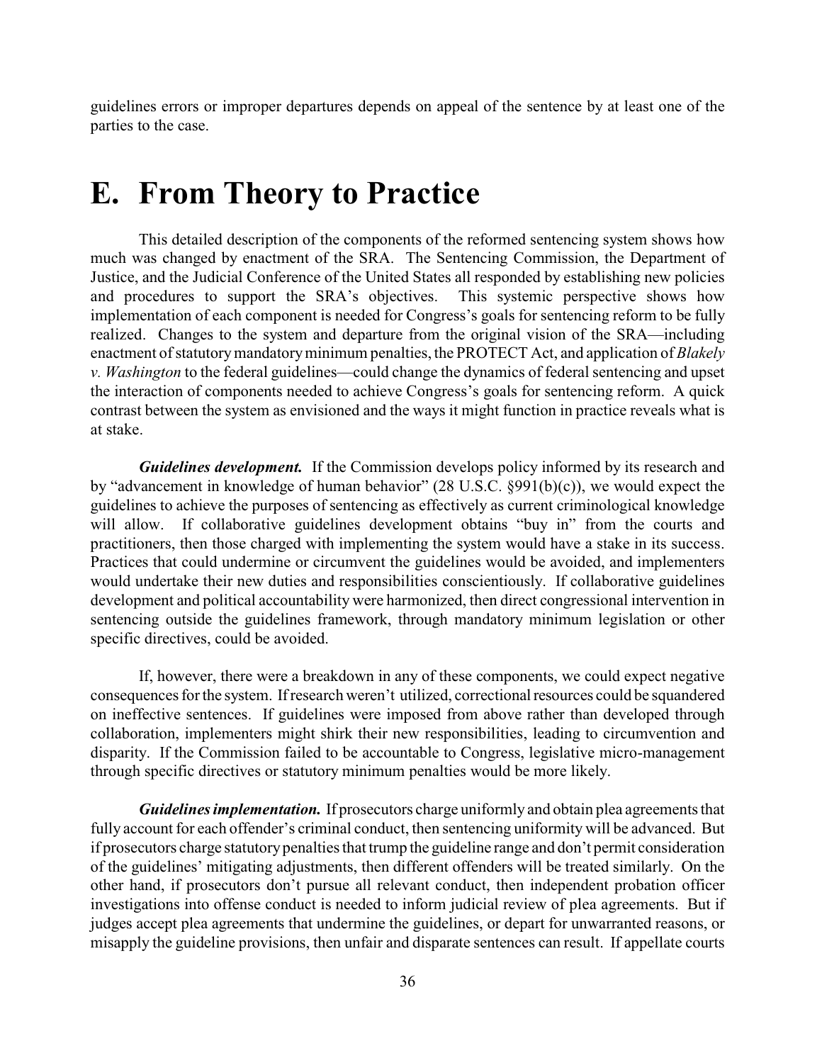guidelines errors or improper departures depends on appeal of the sentence by at least one of the parties to the case.

# E. From Theory to Practice

This detailed description of the components of the reformed sentencing system shows how much was changed by enactment of the SRA. The Sentencing Commission, the Department of Justice, and the Judicial Conference of the United States all responded by establishing new policies and procedures to support the SRA's objectives. This systemic perspective shows how implementation of each component is needed for Congress's goals for sentencing reform to be fully realized. Changes to the system and departure from the original vision of the SRA—including enactment of statutory mandatory minimum penalties, the PROTECT Act, and application of *Blakely v. Washington* to the federal guidelines—could change the dynamics of federal sentencing and upset the interaction of components needed to achieve Congress's goals for sentencing reform. A quick contrast between the system as envisioned and the ways it might function in practice reveals what is at stake.

***Guidelines development.*** If the Commission develops policy informed by its research and by "advancement in knowledge of human behavior" (28 U.S.C. §991(b)(c)), we would expect the guidelines to achieve the purposes of sentencing as effectively as current criminological knowledge will allow. If collaborative guidelines development obtains "buy in" from the courts and practitioners, then those charged with implementing the system would have a stake in its success. Practices that could undermine or circumvent the guidelines would be avoided, and implementers would undertake their new duties and responsibilities conscientiously. If collaborative guidelines development and political accountability were harmonized, then direct congressional intervention in sentencing outside the guidelines framework, through mandatory minimum legislation or other specific directives, could be avoided.

If, however, there were a breakdown in any of these components, we could expect negative consequences for the system. If research weren't utilized, correctional resources could be squandered on ineffective sentences. If guidelines were imposed from above rather than developed through collaboration, implementers might shirk their new responsibilities, leading to circumvention and disparity. If the Commission failed to be accountable to Congress, legislative micro-management through specific directives or statutory minimum penalties would be more likely.

***Guidelines implementation.*** If prosecutors charge uniformly and obtain plea agreements that fully account for each offender's criminal conduct, then sentencing uniformity will be advanced. But if prosecutors charge statutory penalties that trump the guideline range and don't permit consideration of the guidelines' mitigating adjustments, then different offenders will be treated similarly. On the other hand, if prosecutors don't pursue all relevant conduct, then independent probation officer investigations into offense conduct is needed to inform judicial review of plea agreements. But if judges accept plea agreements that undermine the guidelines, or depart for unwarranted reasons, or misapply the guideline provisions, then unfair and disparate sentences can result. If appellate courts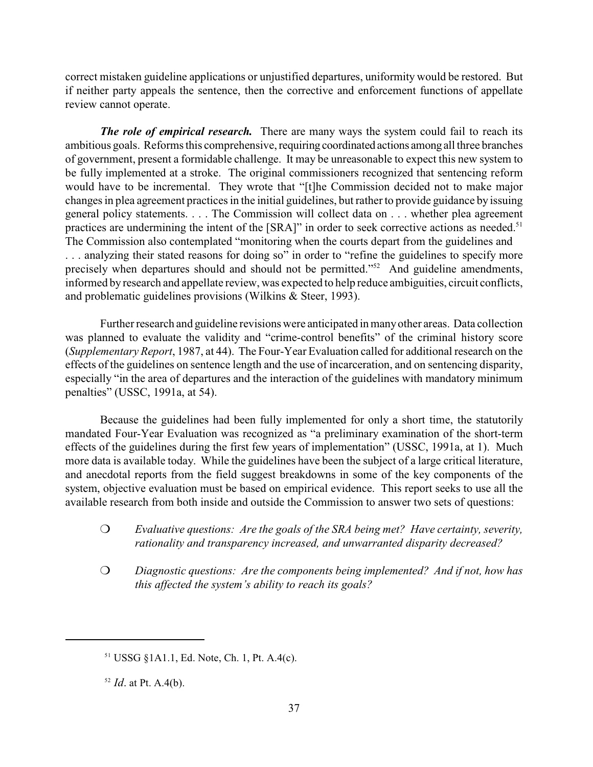correct mistaken guideline applications or unjustified departures, uniformity would be restored. But if neither party appeals the sentence, then the corrective and enforcement functions of appellate review cannot operate.

***The role of empirical research.*** There are many ways the system could fail to reach its ambitious goals. Reforms this comprehensive, requiring coordinated actions among all three branches of government, present a formidable challenge. It may be unreasonable to expect this new system to be fully implemented at a stroke. The original commissioners recognized that sentencing reform would have to be incremental. They wrote that "[t]he Commission decided not to make major changes in plea agreement practices in the initial guidelines, but rather to provide guidance by issuing general policy statements. . . . The Commission will collect data on . . . whether plea agreement practices are undermining the intent of the [SRA]" in order to seek corrective actions as needed.[51] The Commission also contemplated "monitoring when the courts depart from the guidelines and . . . analyzing their stated reasons for doing so" in order to "refine the guidelines to specify more precisely when departures should and should not be permitted."[52] And guideline amendments, informed by research and appellate review, was expected to help reduce ambiguities, circuit conflicts, and problematic guidelines provisions (Wilkins & Steer, 1993).

Further research and guideline revisions were anticipated in many other areas. Data collection was planned to evaluate the validity and "crime-control benefits" of the criminal history score (*Supplementary Report*, 1987, at 44). The Four-Year Evaluation called for additional research on the effects of the guidelines on sentence length and the use of incarceration, and on sentencing disparity, especially "in the area of departures and the interaction of the guidelines with mandatory minimum penalties" (USSC, 1991a, at 54).

Because the guidelines had been fully implemented for only a short time, the statutorily mandated Four-Year Evaluation was recognized as "a preliminary examination of the short-term effects of the guidelines during the first few years of implementation" (USSC, 1991a, at 1). Much more data is available today. While the guidelines have been the subject of a large critical literature, and anecdotal reports from the field suggest breakdowns in some of the key components of the system, objective evaluation must be based on empirical evidence. This report seeks to use all the available research from both inside and outside the Commission to answer two sets of questions:

- *Evaluative questions: Are the goals of the SRA being met? Have certainty, severity, rationality and transparency increased, and unwarranted disparity decreased?*
- *Diagnostic questions: Are the components being implemented? And if not, how has this affected the system's ability to reach its goals?*

---

[51] USSG §1A1.1, Ed. Note, Ch. 1, Pt. A.4(c).

[52] *Id*. at Pt. A.4(b).